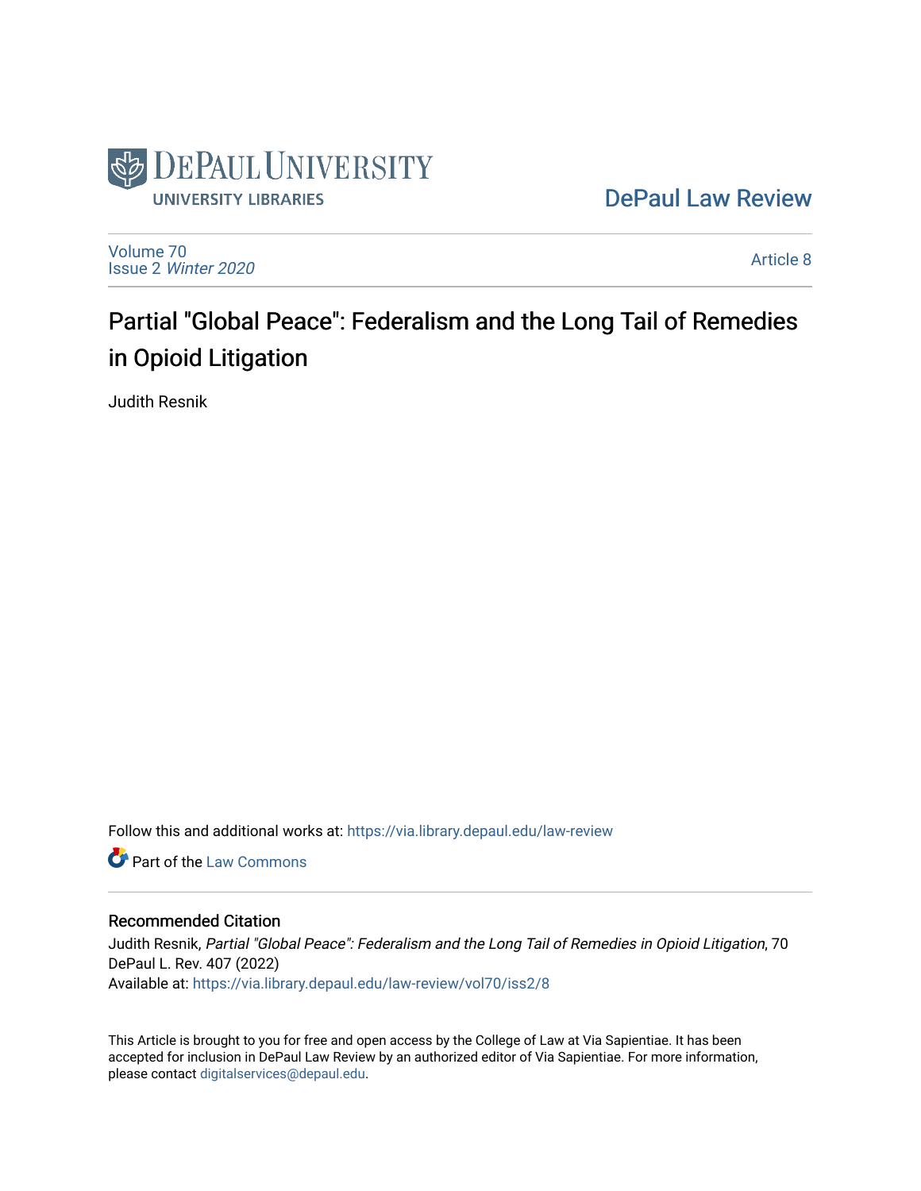DePaul University

UNIVERSITY LIBRARIES

DePaul Law Review

Volume 70
Issue 2 *Winter 2020*

Article 8

# Partial "Global Peace": Federalism and the Long Tail of Remedies in Opioid Litigation

Judith Resnik

Follow this and additional works at: https://via.library.depaul.edu/law-review

Part of the Law Commons

## Recommended Citation

Judith Resnik, *Partial "Global Peace": Federalism and the Long Tail of Remedies in Opioid Litigation*, 70 DePaul L. Rev. 407 (2022)
Available at: https://via.library.depaul.edu/law-review/vol70/iss2/8

This Article is brought to you for free and open access by the College of Law at Via Sapientiae. It has been accepted for inclusion in DePaul Law Review by an authorized editor of Via Sapientiae. For more information, please contact digitalservices@depaul.edu.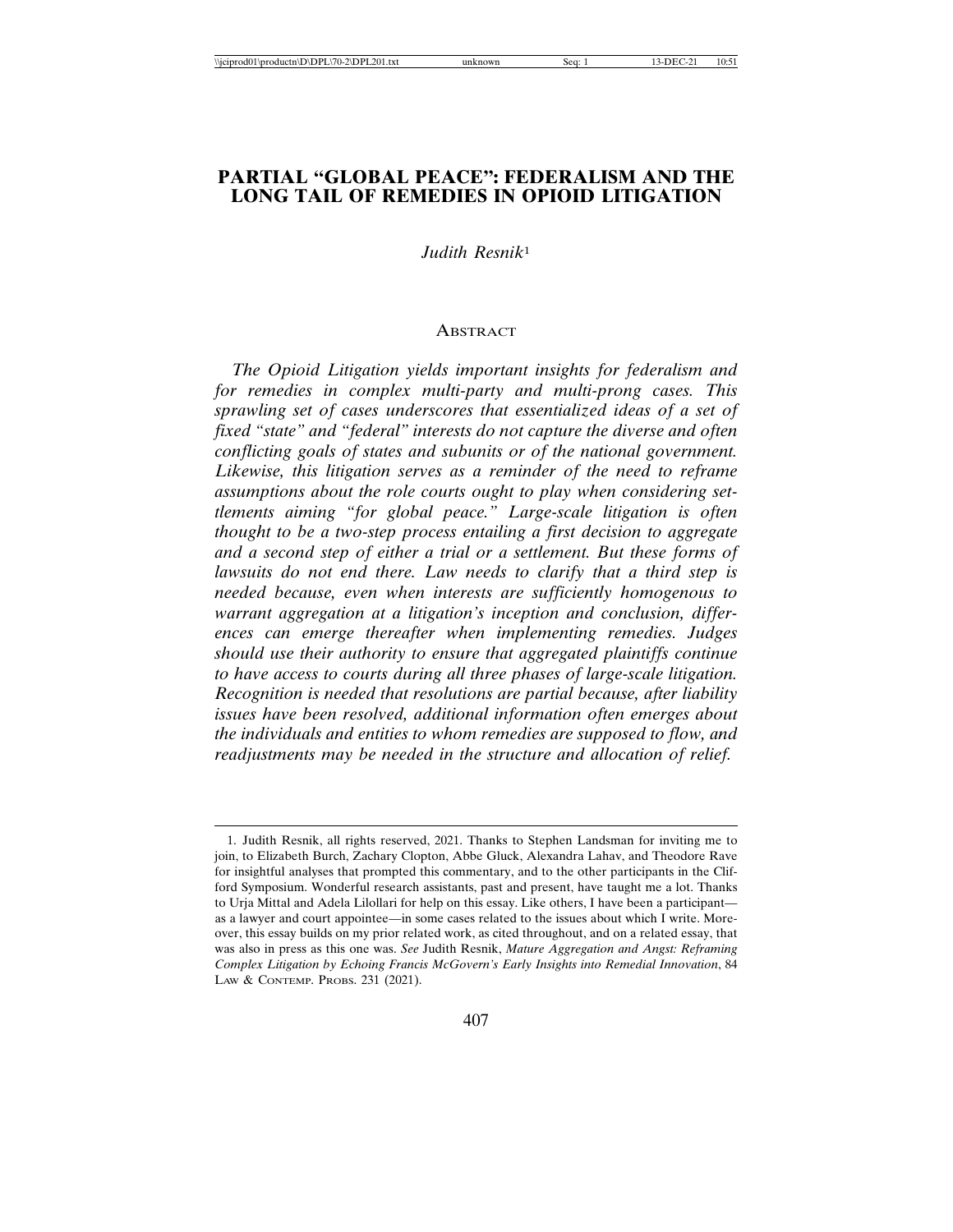# PARTIAL "GLOBAL PEACE": FEDERALISM AND THE LONG TAIL OF REMEDIES IN OPIOID LITIGATION

*Judith Resnik*[1]

## ABSTRACT

*The Opioid Litigation yields important insights for federalism and for remedies in complex multi-party and multi-prong cases. This sprawling set of cases underscores that essentialized ideas of a set of fixed "state" and "federal" interests do not capture the diverse and often conflicting goals of states and subunits or of the national government. Likewise, this litigation serves as a reminder of the need to reframe assumptions about the role courts ought to play when considering settlements aiming "for global peace." Large-scale litigation is often thought to be a two-step process entailing a first decision to aggregate and a second step of either a trial or a settlement. But these forms of lawsuits do not end there. Law needs to clarify that a third step is needed because, even when interests are sufficiently homogenous to warrant aggregation at a litigation's inception and conclusion, differences can emerge thereafter when implementing remedies. Judges should use their authority to ensure that aggregated plaintiffs continue to have access to courts during all three phases of large-scale litigation. Recognition is needed that resolutions are partial because, after liability issues have been resolved, additional information often emerges about the individuals and entities to whom remedies are supposed to flow, and readjustments may be needed in the structure and allocation of relief.*

---

1. Judith Resnik, all rights reserved, 2021. Thanks to Stephen Landsman for inviting me to join, to Elizabeth Burch, Zachary Clopton, Abbe Gluck, Alexandra Lahav, and Theodore Rave for insightful analyses that prompted this commentary, and to the other participants in the Clifford Symposium. Wonderful research assistants, past and present, have taught me a lot. Thanks to Urja Mittal and Adela Lilollari for help on this essay. Like others, I have been a participant—as a lawyer and court appointee—in some cases related to the issues about which I write. Moreover, this essay builds on my prior related work, as cited throughout, and on a related essay, that was also in press as this one was. *See* Judith Resnik, *Mature Aggregation and Angst: Reframing Complex Litigation by Echoing Francis McGovern's Early Insights into Remedial Innovation*, 84 LAW & CONTEMP. PROBS. 231 (2021).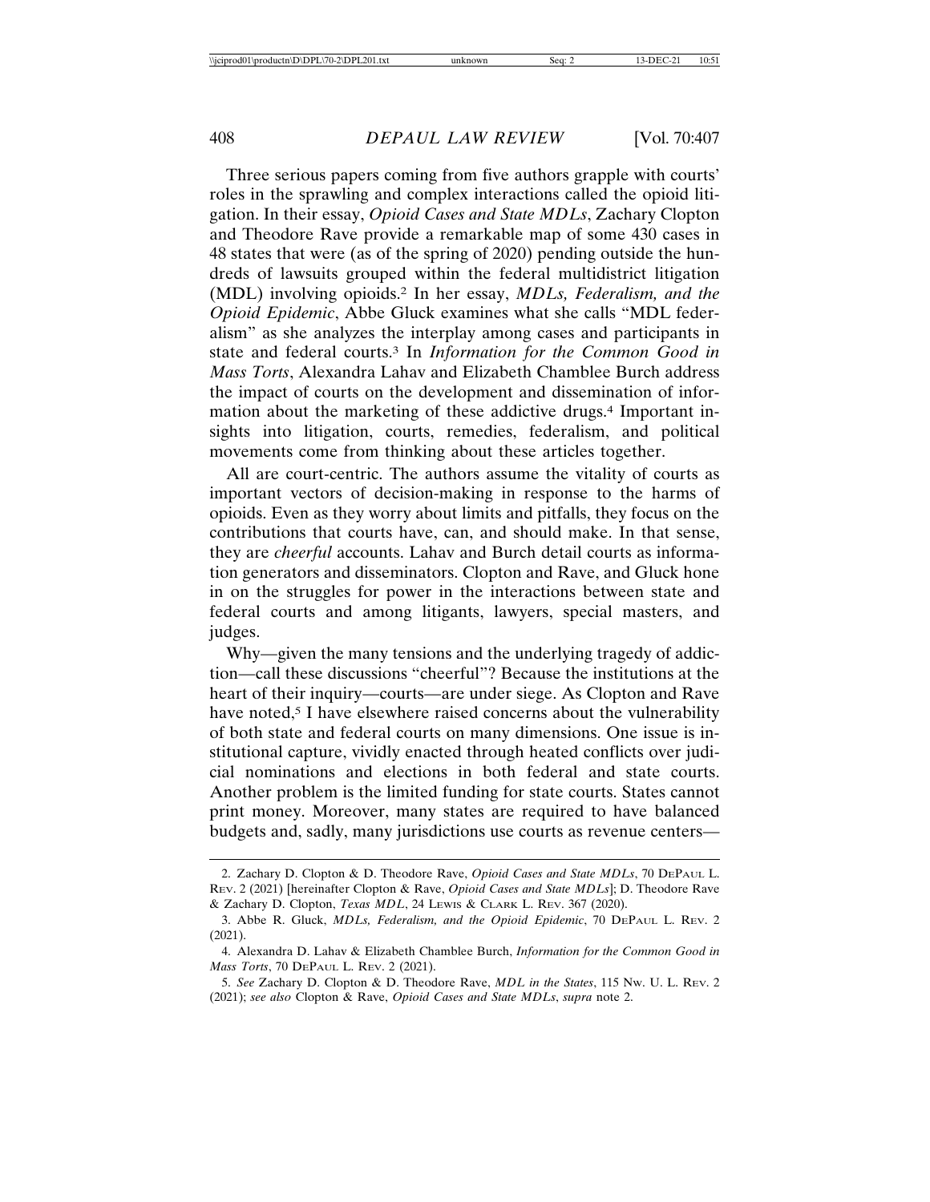Three serious papers coming from five authors grapple with courts' roles in the sprawling and complex interactions called the opioid litigation. In their essay, *Opioid Cases and State MDLs*, Zachary Clopton and Theodore Rave provide a remarkable map of some 430 cases in 48 states that were (as of the spring of 2020) pending outside the hundreds of lawsuits grouped within the federal multidistrict litigation (MDL) involving opioids.[2] In her essay, *MDLs, Federalism, and the Opioid Epidemic*, Abbe Gluck examines what she calls "MDL federalism" as she analyzes the interplay among cases and participants in state and federal courts.[3] In *Information for the Common Good in Mass Torts*, Alexandra Lahav and Elizabeth Chamblee Burch address the impact of courts on the development and dissemination of information about the marketing of these addictive drugs.[4] Important insights into litigation, courts, remedies, federalism, and political movements come from thinking about these articles together.

All are court-centric. The authors assume the vitality of courts as important vectors of decision-making in response to the harms of opioids. Even as they worry about limits and pitfalls, they focus on the contributions that courts have, can, and should make. In that sense, they are *cheerful* accounts. Lahav and Burch detail courts as information generators and disseminators. Clopton and Rave, and Gluck hone in on the struggles for power in the interactions between state and federal courts and among litigants, lawyers, special masters, and judges.

Why—given the many tensions and the underlying tragedy of addiction—call these discussions "cheerful"? Because the institutions at the heart of their inquiry—courts—are under siege. As Clopton and Rave have noted,[5] I have elsewhere raised concerns about the vulnerability of both state and federal courts on many dimensions. One issue is institutional capture, vividly enacted through heated conflicts over judicial nominations and elections in both federal and state courts. Another problem is the limited funding for state courts. States cannot print money. Moreover, many states are required to have balanced budgets and, sadly, many jurisdictions use courts as revenue centers—

2. Zachary D. Clopton & D. Theodore Rave, *Opioid Cases and State MDLs*, 70 DePaul L. Rev. 2 (2021) [hereinafter Clopton & Rave, *Opioid Cases and State MDLs*]; D. Theodore Rave & Zachary D. Clopton, *Texas MDL*, 24 Lewis & Clark L. Rev. 367 (2020).

3. Abbe R. Gluck, *MDLs, Federalism, and the Opioid Epidemic*, 70 DePaul L. Rev. 2 (2021).

4. Alexandra D. Lahav & Elizabeth Chamblee Burch, *Information for the Common Good in Mass Torts*, 70 DePaul L. Rev. 2 (2021).

5. *See* Zachary D. Clopton & D. Theodore Rave, *MDL in the States*, 115 Nw. U. L. Rev. 2 (2021); *see also* Clopton & Rave, *Opioid Cases and State MDLs*, *supra* note 2.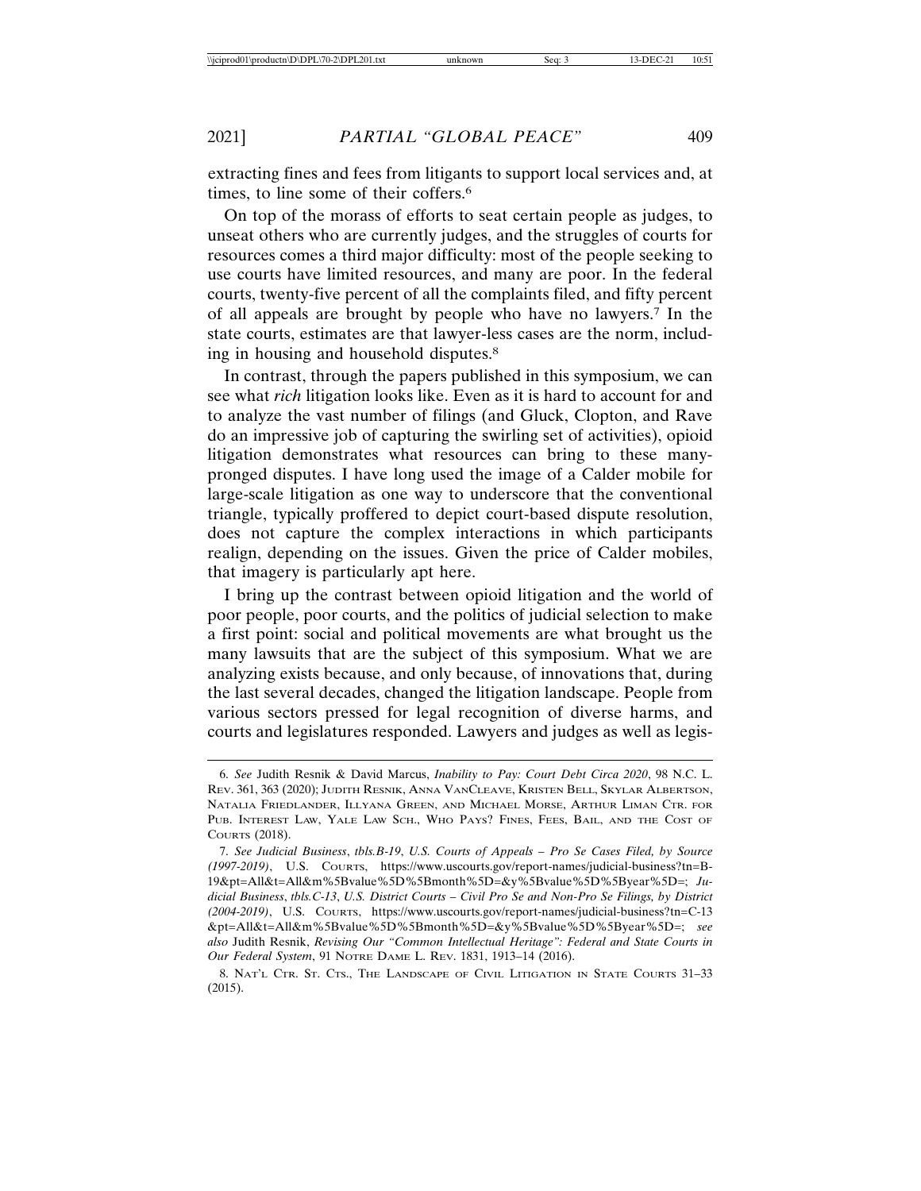extracting fines and fees from litigants to support local services and, at times, to line some of their coffers.[6]

On top of the morass of efforts to seat certain people as judges, to unseat others who are currently judges, and the struggles of courts for resources comes a third major difficulty: most of the people seeking to use courts have limited resources, and many are poor. In the federal courts, twenty-five percent of all the complaints filed, and fifty percent of all appeals are brought by people who have no lawyers.[7] In the state courts, estimates are that lawyer-less cases are the norm, including in housing and household disputes.[8]

In contrast, through the papers published in this symposium, we can see what *rich* litigation looks like. Even as it is hard to account for and to analyze the vast number of filings (and Gluck, Clopton, and Rave do an impressive job of capturing the swirling set of activities), opioid litigation demonstrates what resources can bring to these many-pronged disputes. I have long used the image of a Calder mobile for large-scale litigation as one way to underscore that the conventional triangle, typically proffered to depict court-based dispute resolution, does not capture the complex interactions in which participants realign, depending on the issues. Given the price of Calder mobiles, that imagery is particularly apt here.

I bring up the contrast between opioid litigation and the world of poor people, poor courts, and the politics of judicial selection to make a first point: social and political movements are what brought us the many lawsuits that are the subject of this symposium. What we are analyzing exists because, and only because, of innovations that, during the last several decades, changed the litigation landscape. People from various sectors pressed for legal recognition of diverse harms, and courts and legislatures responded. Lawyers and judges as well as legis-

---

6. *See* Judith Resnik & David Marcus, *Inability to Pay: Court Debt Circa 2020*, 98 N.C. L. Rev. 361, 363 (2020); Judith Resnik, Anna VanCleave, Kristen Bell, Skylar Albertson, Natalia Friedlander, Illyana Green, and Michael Morse, Arthur Liman Ctr. for Pub. Interest Law, Yale Law Sch., Who Pays? Fines, Fees, Bail, and the Cost of Courts (2018).

7. *See Judicial Business*, *tbls.B-19*, *U.S. Courts of Appeals – Pro Se Cases Filed, by Source (1997-2019)*, U.S. Courts, https://www.uscourts.gov/report-names/judicial-business?tn=B-19&pt=All&t=All&m%5Bvalue%5D%5Bmonth%5D=&y%5Bvalue%5D%5Byear%5D=; *Judicial Business*, *tbls.C-13*, *U.S. District Courts – Civil Pro Se and Non-Pro Se Filings, by District (2004-2019)*, U.S. Courts, https://www.uscourts.gov/report-names/judicial-business?tn=C-13&pt=All&t=All&m%5Bvalue%5D%5Bmonth%5D=&y%5Bvalue%5D%5Byear%5D=; *see also* Judith Resnik, *Revising Our "Common Intellectual Heritage": Federal and State Courts in Our Federal System*, 91 Notre Dame L. Rev. 1831, 1913–14 (2016).

8. Nat'l Ctr. St. Cts., The Landscape of Civil Litigation in State Courts 31–33 (2015).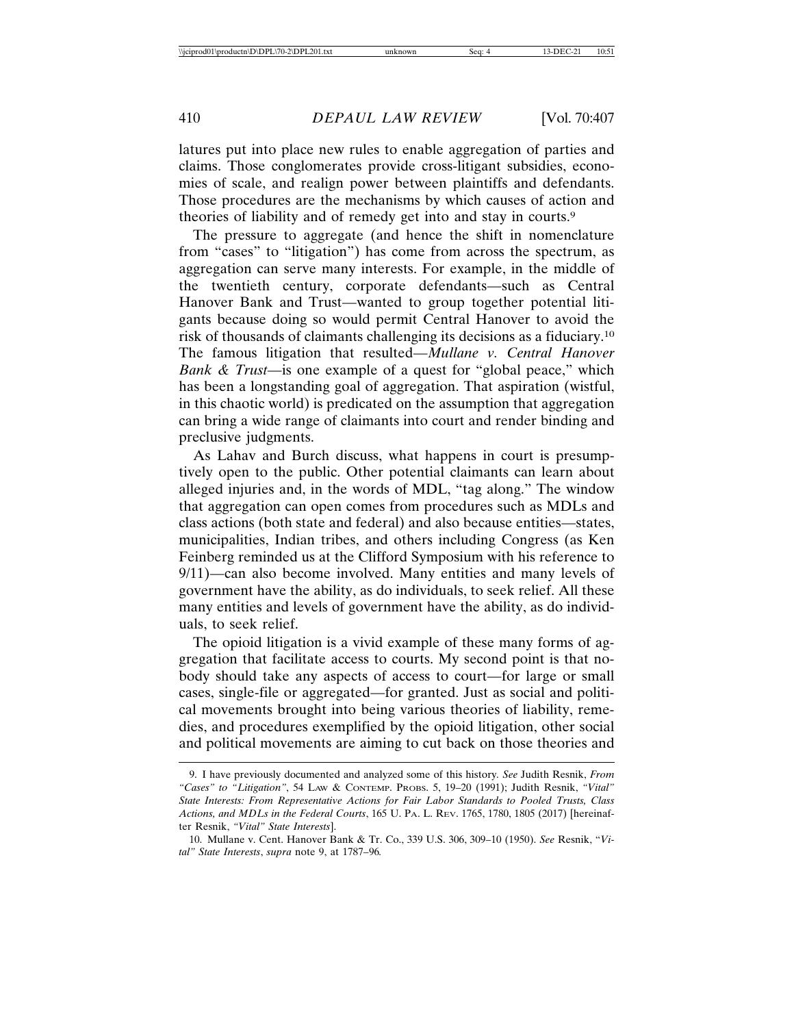latures put into place new rules to enable aggregation of parties and claims. Those conglomerates provide cross-litigant subsidies, economies of scale, and realign power between plaintiffs and defendants. Those procedures are the mechanisms by which causes of action and theories of liability and of remedy get into and stay in courts.[9]

The pressure to aggregate (and hence the shift in nomenclature from "cases" to "litigation") has come from across the spectrum, as aggregation can serve many interests. For example, in the middle of the twentieth century, corporate defendants—such as Central Hanover Bank and Trust—wanted to group together potential litigants because doing so would permit Central Hanover to avoid the risk of thousands of claimants challenging its decisions as a fiduciary.[10] The famous litigation that resulted—*Mullane v. Central Hanover Bank & Trust*—is one example of a quest for "global peace," which has been a longstanding goal of aggregation. That aspiration (wistful, in this chaotic world) is predicated on the assumption that aggregation can bring a wide range of claimants into court and render binding and preclusive judgments.

As Lahav and Burch discuss, what happens in court is presumptively open to the public. Other potential claimants can learn about alleged injuries and, in the words of MDL, "tag along." The window that aggregation can open comes from procedures such as MDLs and class actions (both state and federal) and also because entities—states, municipalities, Indian tribes, and others including Congress (as Ken Feinberg reminded us at the Clifford Symposium with his reference to 9/11)—can also become involved. Many entities and many levels of government have the ability, as do individuals, to seek relief. All these many entities and levels of government have the ability, as do individuals, to seek relief.

The opioid litigation is a vivid example of these many forms of aggregation that facilitate access to courts. My second point is that nobody should take any aspects of access to court—for large or small cases, single-file or aggregated—for granted. Just as social and political movements brought into being various theories of liability, remedies, and procedures exemplified by the opioid litigation, other social and political movements are aiming to cut back on those theories and

---

9. I have previously documented and analyzed some of this history. *See* Judith Resnik, *From "Cases" to "Litigation"*, 54 Law & Contemp. Probs. 5, 19–20 (1991); Judith Resnik, *"Vital" State Interests: From Representative Actions for Fair Labor Standards to Pooled Trusts, Class Actions, and MDLs in the Federal Courts*, 165 U. Pa. L. Rev. 1765, 1780, 1805 (2017) [hereinafter Resnik, *"Vital" State Interests*].

10. Mullane v. Cent. Hanover Bank & Tr. Co., 339 U.S. 306, 309–10 (1950). *See* Resnik, *"Vital" State Interests*, *supra* note 9, at 1787–96.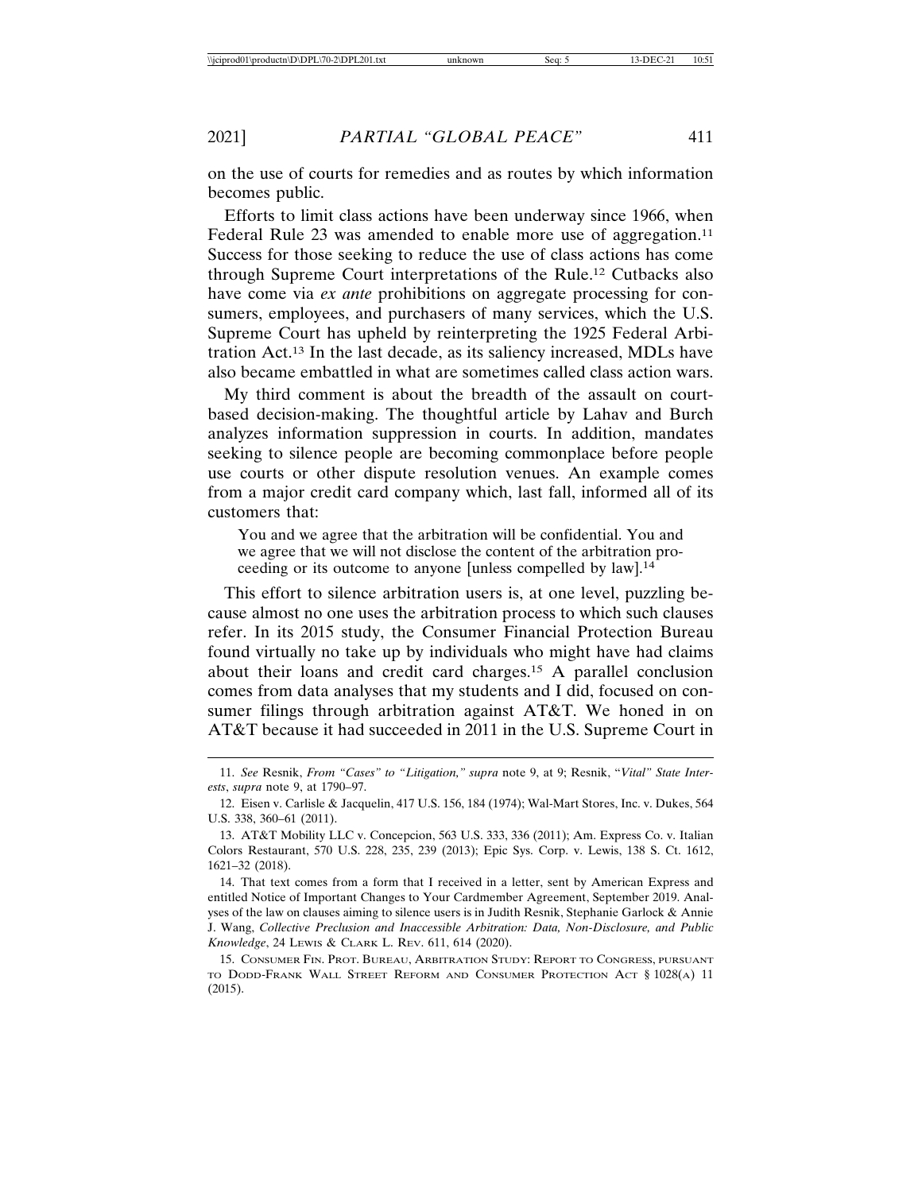on the use of courts for remedies and as routes by which information becomes public.

Efforts to limit class actions have been underway since 1966, when Federal Rule 23 was amended to enable more use of aggregation.[11] Success for those seeking to reduce the use of class actions has come through Supreme Court interpretations of the Rule.[12] Cutbacks also have come via *ex ante* prohibitions on aggregate processing for consumers, employees, and purchasers of many services, which the U.S. Supreme Court has upheld by reinterpreting the 1925 Federal Arbitration Act.[13] In the last decade, as its saliency increased, MDLs have also became embattled in what are sometimes called class action wars.

My third comment is about the breadth of the assault on court-based decision-making. The thoughtful article by Lahav and Burch analyzes information suppression in courts. In addition, mandates seeking to silence people are becoming commonplace before people use courts or other dispute resolution venues. An example comes from a major credit card company which, last fall, informed all of its customers that:

> You and we agree that the arbitration will be confidential. You and we agree that we will not disclose the content of the arbitration proceeding or its outcome to anyone [unless compelled by law].[14]

This effort to silence arbitration users is, at one level, puzzling because almost no one uses the arbitration process to which such clauses refer. In its 2015 study, the Consumer Financial Protection Bureau found virtually no take up by individuals who might have had claims about their loans and credit card charges.[15] A parallel conclusion comes from data analyses that my students and I did, focused on consumer filings through arbitration against AT&T. We honed in on AT&T because it had succeeded in 2011 in the U.S. Supreme Court in

---

11. *See* Resnik, *From "Cases" to "Litigation," supra* note 9, at 9; Resnik, *"Vital" State Interests*, *supra* note 9, at 1790–97.

12. Eisen v. Carlisle & Jacquelin, 417 U.S. 156, 184 (1974); Wal-Mart Stores, Inc. v. Dukes, 564 U.S. 338, 360–61 (2011).

13. AT&T Mobility LLC v. Concepcion, 563 U.S. 333, 336 (2011); Am. Express Co. v. Italian Colors Restaurant, 570 U.S. 228, 235, 239 (2013); Epic Sys. Corp. v. Lewis, 138 S. Ct. 1612, 1621–32 (2018).

14. That text comes from a form that I received in a letter, sent by American Express and entitled Notice of Important Changes to Your Cardmember Agreement, September 2019. Analyses of the law on clauses aiming to silence users is in Judith Resnik, Stephanie Garlock & Annie J. Wang, *Collective Preclusion and Inaccessible Arbitration: Data, Non-Disclosure, and Public Knowledge*, 24 LEWIS & CLARK L. REV. 611, 614 (2020).

15. CONSUMER FIN. PROT. BUREAU, ARBITRATION STUDY: REPORT TO CONGRESS, PURSUANT TO DODD-FRANK WALL STREET REFORM AND CONSUMER PROTECTION ACT § 1028(A) 11 (2015).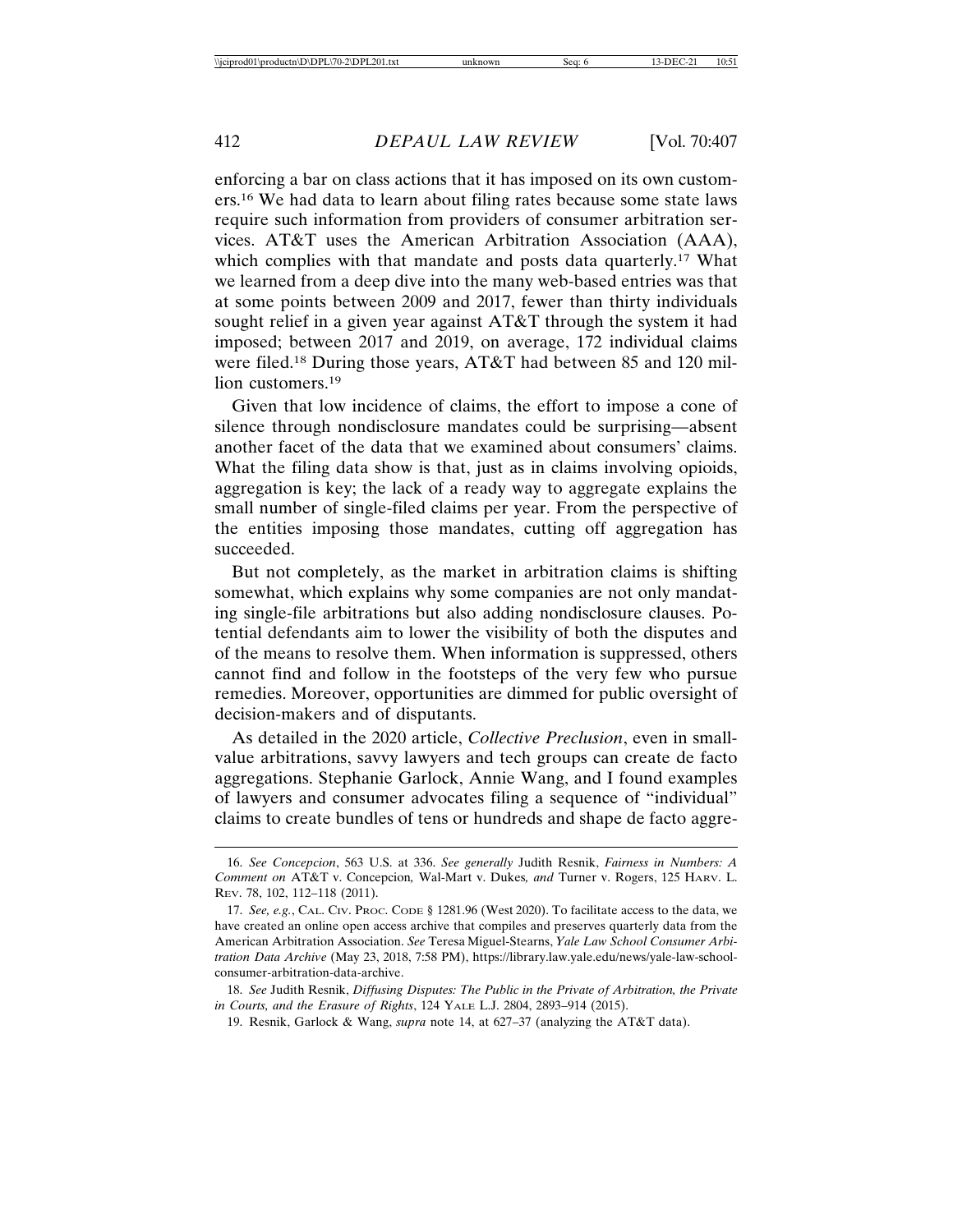enforcing a bar on class actions that it has imposed on its own customers.[16] We had data to learn about filing rates because some state laws require such information from providers of consumer arbitration services. AT&T uses the American Arbitration Association (AAA), which complies with that mandate and posts data quarterly.[17] What we learned from a deep dive into the many web-based entries was that at some points between 2009 and 2017, fewer than thirty individuals sought relief in a given year against AT&T through the system it had imposed; between 2017 and 2019, on average, 172 individual claims were filed.[18] During those years, AT&T had between 85 and 120 million customers.[19]

Given that low incidence of claims, the effort to impose a cone of silence through nondisclosure mandates could be surprising—absent another facet of the data that we examined about consumers' claims. What the filing data show is that, just as in claims involving opioids, aggregation is key; the lack of a ready way to aggregate explains the small number of single-filed claims per year. From the perspective of the entities imposing those mandates, cutting off aggregation has succeeded.

But not completely, as the market in arbitration claims is shifting somewhat, which explains why some companies are not only mandating single-file arbitrations but also adding nondisclosure clauses. Potential defendants aim to lower the visibility of both the disputes and of the means to resolve them. When information is suppressed, others cannot find and follow in the footsteps of the very few who pursue remedies. Moreover, opportunities are dimmed for public oversight of decision-makers and of disputants.

As detailed in the 2020 article, *Collective Preclusion*, even in small-value arbitrations, savvy lawyers and tech groups can create de facto aggregations. Stephanie Garlock, Annie Wang, and I found examples of lawyers and consumer advocates filing a sequence of "individual" claims to create bundles of tens or hundreds and shape de facto aggre-

---

16. *See Concepcion*, 563 U.S. at 336. *See generally* Judith Resnik, *Fairness in Numbers: A Comment on* AT&T v. Concepcion*,* Wal-Mart v. Dukes*, and* Turner v. Rogers, 125 HARV. L. REV. 78, 102, 112–118 (2011).

17. *See, e.g.*, CAL. CIV. PROC. CODE § 1281.96 (West 2020). To facilitate access to the data, we have created an online open access archive that compiles and preserves quarterly data from the American Arbitration Association. *See* Teresa Miguel-Stearns, *Yale Law School Consumer Arbitration Data Archive* (May 23, 2018, 7:58 PM), https://library.law.yale.edu/news/yale-law-school-consumer-arbitration-data-archive.

18. *See* Judith Resnik, *Diffusing Disputes: The Public in the Private of Arbitration, the Private in Courts, and the Erasure of Rights*, 124 YALE L.J. 2804, 2893–914 (2015).

19. Resnik, Garlock & Wang, *supra* note 14, at 627–37 (analyzing the AT&T data).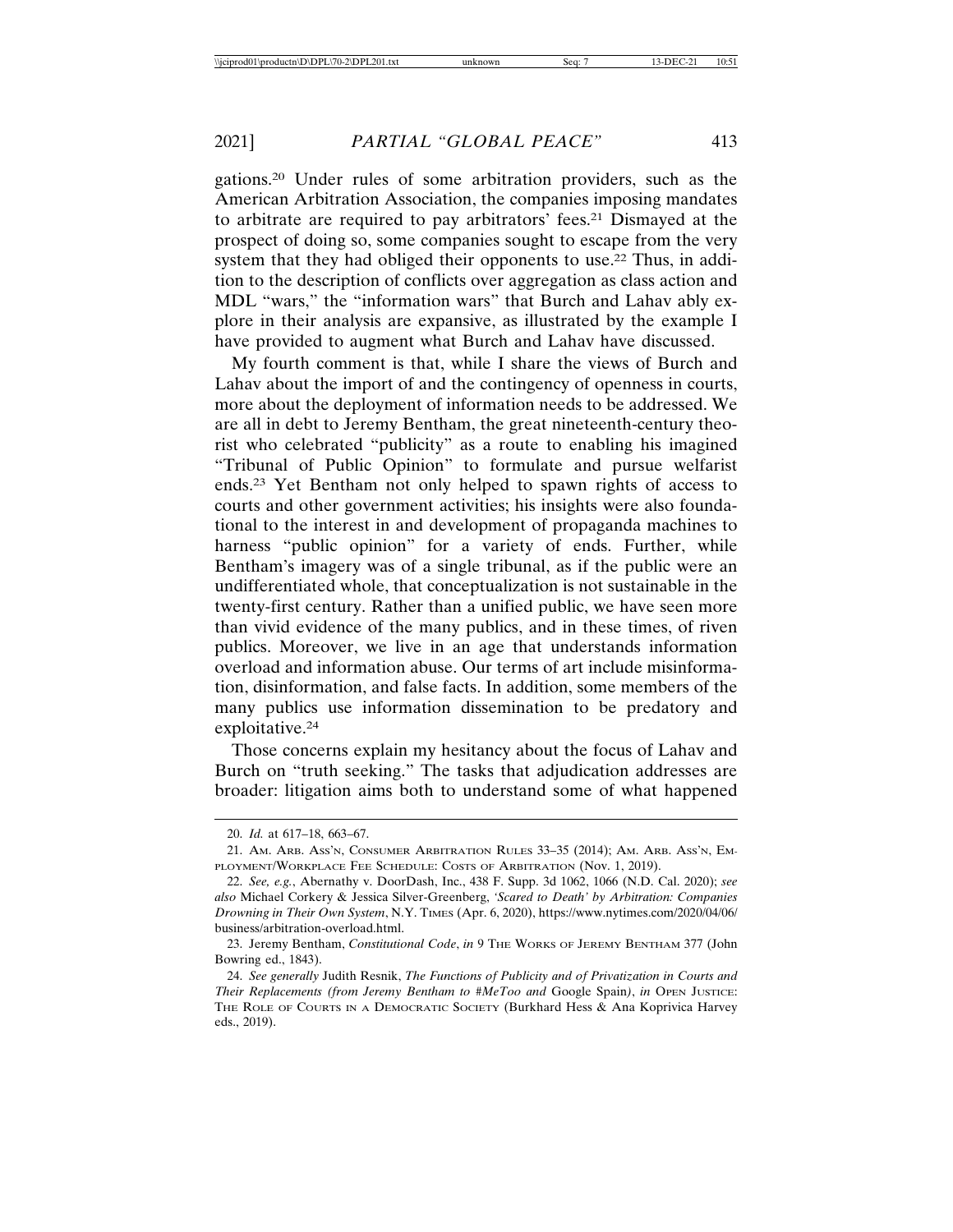gations.[20] Under rules of some arbitration providers, such as the American Arbitration Association, the companies imposing mandates to arbitrate are required to pay arbitrators' fees.[21] Dismayed at the prospect of doing so, some companies sought to escape from the very system that they had obliged their opponents to use.[22] Thus, in addition to the description of conflicts over aggregation as class action and MDL "wars," the "information wars" that Burch and Lahav ably explore in their analysis are expansive, as illustrated by the example I have provided to augment what Burch and Lahav have discussed.

My fourth comment is that, while I share the views of Burch and Lahav about the import of and the contingency of openness in courts, more about the deployment of information needs to be addressed. We are all in debt to Jeremy Bentham, the great nineteenth-century theorist who celebrated "publicity" as a route to enabling his imagined "Tribunal of Public Opinion" to formulate and pursue welfarist ends.[23] Yet Bentham not only helped to spawn rights of access to courts and other government activities; his insights were also foundational to the interest in and development of propaganda machines to harness "public opinion" for a variety of ends. Further, while Bentham's imagery was of a single tribunal, as if the public were an undifferentiated whole, that conceptualization is not sustainable in the twenty-first century. Rather than a unified public, we have seen more than vivid evidence of the many publics, and in these times, of riven publics. Moreover, we live in an age that understands information overload and information abuse. Our terms of art include misinformation, disinformation, and false facts. In addition, some members of the many publics use information dissemination to be predatory and exploitative.[24]

Those concerns explain my hesitancy about the focus of Lahav and Burch on "truth seeking." The tasks that adjudication addresses are broader: litigation aims both to understand some of what happened

---

20. *Id.* at 617–18, 663–67.

21. AM. ARB. ASS'N, CONSUMER ARBITRATION RULES 33–35 (2014); AM. ARB. ASS'N, EMPLOYMENT/WORKPLACE FEE SCHEDULE: COSTS OF ARBITRATION (Nov. 1, 2019).

22. *See, e.g.*, Abernathy v. DoorDash, Inc., 438 F. Supp. 3d 1062, 1066 (N.D. Cal. 2020); *see also* Michael Corkery & Jessica Silver-Greenberg, *'Scared to Death' by Arbitration: Companies Drowning in Their Own System*, N.Y. TIMES (Apr. 6, 2020), https://www.nytimes.com/2020/04/06/business/arbitration-overload.html.

23. Jeremy Bentham, *Constitutional Code*, *in* 9 THE WORKS OF JEREMY BENTHAM 377 (John Bowring ed., 1843).

24. *See generally* Judith Resnik, *The Functions of Publicity and of Privatization in Courts and Their Replacements (from Jeremy Bentham to #MeToo and* Google Spain*)*, *in* OPEN JUSTICE: THE ROLE OF COURTS IN A DEMOCRATIC SOCIETY (Burkhard Hess & Ana Koprivica Harvey eds., 2019).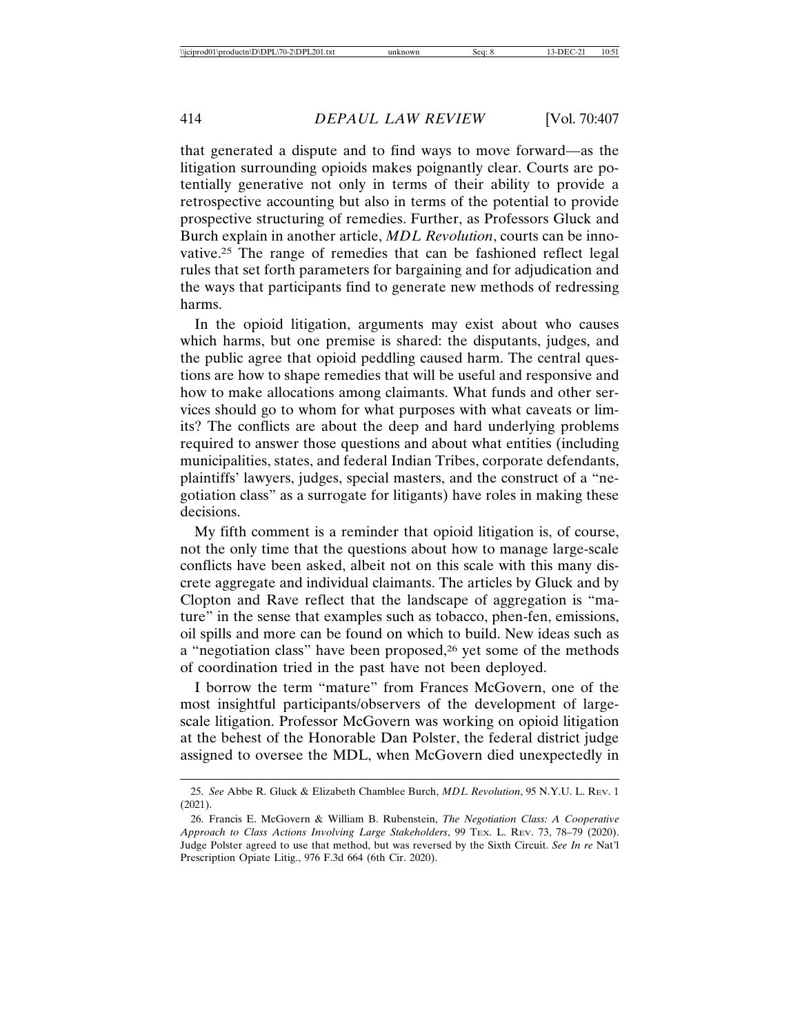that generated a dispute and to find ways to move forward—as the litigation surrounding opioids makes poignantly clear. Courts are potentially generative not only in terms of their ability to provide a retrospective accounting but also in terms of the potential to provide prospective structuring of remedies. Further, as Professors Gluck and Burch explain in another article, *MDL Revolution*, courts can be innovative.[25] The range of remedies that can be fashioned reflect legal rules that set forth parameters for bargaining and for adjudication and the ways that participants find to generate new methods of redressing harms.

In the opioid litigation, arguments may exist about who causes which harms, but one premise is shared: the disputants, judges, and the public agree that opioid peddling caused harm. The central questions are how to shape remedies that will be useful and responsive and how to make allocations among claimants. What funds and other services should go to whom for what purposes with what caveats or limits? The conflicts are about the deep and hard underlying problems required to answer those questions and about what entities (including municipalities, states, and federal Indian Tribes, corporate defendants, plaintiffs' lawyers, judges, special masters, and the construct of a "negotiation class" as a surrogate for litigants) have roles in making these decisions.

My fifth comment is a reminder that opioid litigation is, of course, not the only time that the questions about how to manage large-scale conflicts have been asked, albeit not on this scale with this many discrete aggregate and individual claimants. The articles by Gluck and by Clopton and Rave reflect that the landscape of aggregation is "mature" in the sense that examples such as tobacco, phen-fen, emissions, oil spills and more can be found on which to build. New ideas such as a "negotiation class" have been proposed,[26] yet some of the methods of coordination tried in the past have not been deployed.

I borrow the term "mature" from Frances McGovern, one of the most insightful participants/observers of the development of large-scale litigation. Professor McGovern was working on opioid litigation at the behest of the Honorable Dan Polster, the federal district judge assigned to oversee the MDL, when McGovern died unexpectedly in

---

25. *See* Abbe R. Gluck & Elizabeth Chamblee Burch, *MDL Revolution*, 95 N.Y.U. L. Rev. 1 (2021).

26. Francis E. McGovern & William B. Rubenstein, *The Negotiation Class: A Cooperative Approach to Class Actions Involving Large Stakeholders*, 99 Tex. L. Rev. 73, 78–79 (2020). Judge Polster agreed to use that method, but was reversed by the Sixth Circuit. *See In re* Nat'l Prescription Opiate Litig., 976 F.3d 664 (6th Cir. 2020).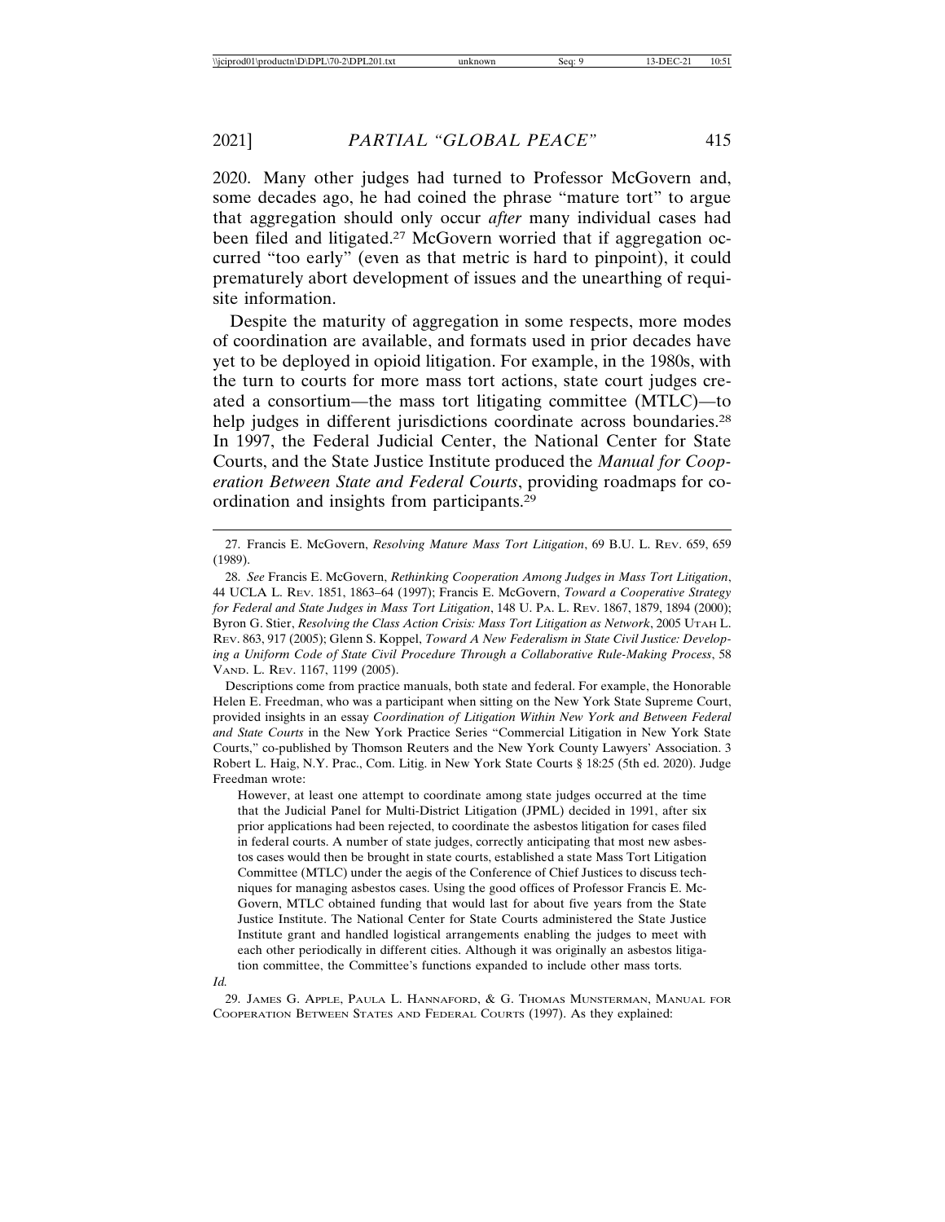2020. Many other judges had turned to Professor McGovern and, some decades ago, he had coined the phrase "mature tort" to argue that aggregation should only occur *after* many individual cases had been filed and litigated.[27] McGovern worried that if aggregation occurred "too early" (even as that metric is hard to pinpoint), it could prematurely abort development of issues and the unearthing of requisite information.

Despite the maturity of aggregation in some respects, more modes of coordination are available, and formats used in prior decades have yet to be deployed in opioid litigation. For example, in the 1980s, with the turn to courts for more mass tort actions, state court judges created a consortium—the mass tort litigating committee (MTLC)—to help judges in different jurisdictions coordinate across boundaries.[28] In 1997, the Federal Judicial Center, the National Center for State Courts, and the State Justice Institute produced the *Manual for Cooperation Between State and Federal Courts*, providing roadmaps for coordination and insights from participants.[29]

---

27. Francis E. McGovern, *Resolving Mature Mass Tort Litigation*, 69 B.U. L. REV. 659, 659 (1989).

28. *See* Francis E. McGovern, *Rethinking Cooperation Among Judges in Mass Tort Litigation*, 44 UCLA L. REV. 1851, 1863–64 (1997); Francis E. McGovern, *Toward a Cooperative Strategy for Federal and State Judges in Mass Tort Litigation*, 148 U. PA. L. REV. 1867, 1879, 1894 (2000); Byron G. Stier, *Resolving the Class Action Crisis: Mass Tort Litigation as Network*, 2005 UTAH L. REV. 863, 917 (2005); Glenn S. Koppel, *Toward A New Federalism in State Civil Justice: Developing a Uniform Code of State Civil Procedure Through a Collaborative Rule-Making Process*, 58 VAND. L. REV. 1167, 1199 (2005).

Descriptions come from practice manuals, both state and federal. For example, the Honorable Helen E. Freedman, who was a participant when sitting on the New York State Supreme Court, provided insights in an essay *Coordination of Litigation Within New York and Between Federal and State Courts* in the New York Practice Series "Commercial Litigation in New York State Courts," co-published by Thomson Reuters and the New York County Lawyers' Association. 3 Robert L. Haig, N.Y. Prac., Com. Litig. in New York State Courts § 18:25 (5th ed. 2020). Judge Freedman wrote:

> However, at least one attempt to coordinate among state judges occurred at the time that the Judicial Panel for Multi-District Litigation (JPML) decided in 1991, after six prior applications had been rejected, to coordinate the asbestos litigation for cases filed in federal courts. A number of state judges, correctly anticipating that most new asbestos cases would then be brought in state courts, established a state Mass Tort Litigation Committee (MTLC) under the aegis of the Conference of Chief Justices to discuss techniques for managing asbestos cases. Using the good offices of Professor Francis E. McGovern, MTLC obtained funding that would last for about five years from the State Justice Institute. The National Center for State Courts administered the State Justice Institute grant and handled logistical arrangements enabling the judges to meet with each other periodically in different cities. Although it was originally an asbestos litigation committee, the Committee's functions expanded to include other mass torts.

*Id.*

29. JAMES G. APPLE, PAULA L. HANNAFORD, & G. THOMAS MUNSTERMAN, MANUAL FOR COOPERATION BETWEEN STATES AND FEDERAL COURTS (1997). As they explained: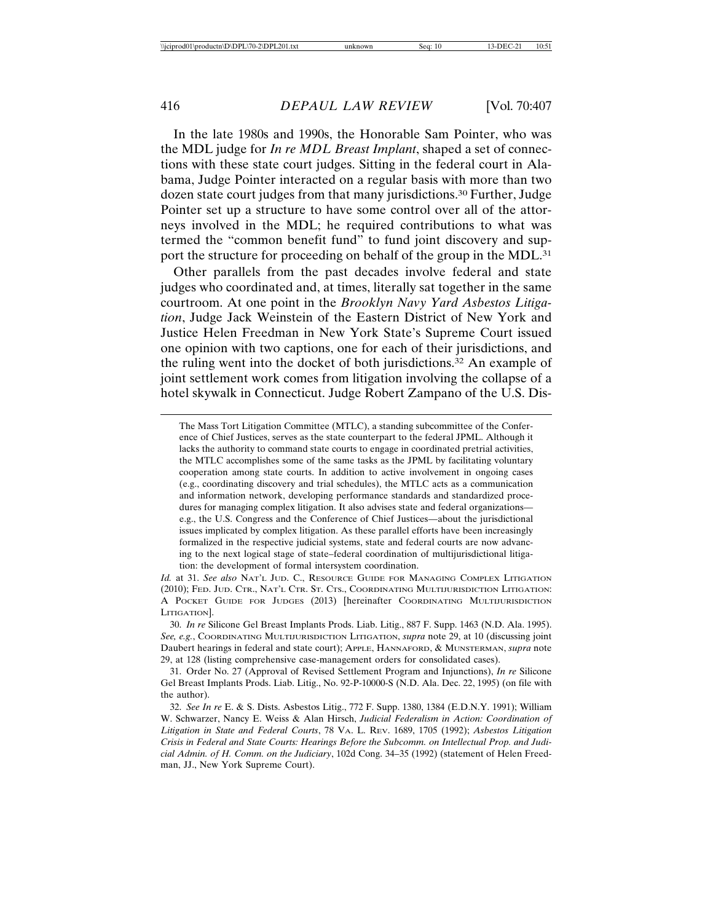In the late 1980s and 1990s, the Honorable Sam Pointer, who was the MDL judge for *In re MDL Breast Implant*, shaped a set of connections with these state court judges. Sitting in the federal court in Alabama, Judge Pointer interacted on a regular basis with more than two dozen state court judges from that many jurisdictions.[30] Further, Judge Pointer set up a structure to have some control over all of the attorneys involved in the MDL; he required contributions to what was termed the "common benefit fund" to fund joint discovery and support the structure for proceeding on behalf of the group in the MDL.[31]

Other parallels from the past decades involve federal and state judges who coordinated and, at times, literally sat together in the same courtroom. At one point in the *Brooklyn Navy Yard Asbestos Litigation*, Judge Jack Weinstein of the Eastern District of New York and Justice Helen Freedman in New York State's Supreme Court issued one opinion with two captions, one for each of their jurisdictions, and the ruling went into the docket of both jurisdictions.[32] An example of joint settlement work comes from litigation involving the collapse of a hotel skywalk in Connecticut. Judge Robert Zampano of the U.S. Dis-

> The Mass Tort Litigation Committee (MTLC), a standing subcommittee of the Conference of Chief Justices, serves as the state counterpart to the federal JPML. Although it lacks the authority to command state courts to engage in coordinated pretrial activities, the MTLC accomplishes some of the same tasks as the JPML by facilitating voluntary cooperation among state courts. In addition to active involvement in ongoing cases (e.g., coordinating discovery and trial schedules), the MTLC acts as a communication and information network, developing performance standards and standardized procedures for managing complex litigation. It also advises state and federal organizations—e.g., the U.S. Congress and the Conference of Chief Justices—about the jurisdictional issues implicated by complex litigation. As these parallel efforts have been increasingly formalized in the respective judicial systems, state and federal courts are now advancing to the next logical stage of state–federal coordination of multijurisdictional litigation: the development of formal intersystem coordination.

*Id.* at 31. *See also* NAT'L JUD. C., RESOURCE GUIDE FOR MANAGING COMPLEX LITIGATION (2010); FED. JUD. CTR., NAT'L CTR. ST. CTS., COORDINATING MULTIJURISDICTION LITIGATION: A POCKET GUIDE FOR JUDGES (2013) [hereinafter COORDINATING MULTIJURISDICTION LITIGATION].

30. *In re* Silicone Gel Breast Implants Prods. Liab. Litig., 887 F. Supp. 1463 (N.D. Ala. 1995). *See, e.g.*, COORDINATING MULTIJURISDICTION LITIGATION, *supra* note 29, at 10 (discussing joint Daubert hearings in federal and state court); APPLE, HANNAFORD, & MUNSTERMAN, *supra* note 29, at 128 (listing comprehensive case-management orders for consolidated cases).

31. Order No. 27 (Approval of Revised Settlement Program and Injunctions), *In re* Silicone Gel Breast Implants Prods. Liab. Litig., No. 92-P-10000-S (N.D. Ala. Dec. 22, 1995) (on file with the author).

32. *See In re* E. & S. Dists. Asbestos Litig., 772 F. Supp. 1380, 1384 (E.D.N.Y. 1991); William W. Schwarzer, Nancy E. Weiss & Alan Hirsch, *Judicial Federalism in Action: Coordination of Litigation in State and Federal Courts*, 78 VA. L. REV. 1689, 1705 (1992); *Asbestos Litigation Crisis in Federal and State Courts: Hearings Before the Subcomm. on Intellectual Prop. and Judicial Admin. of H. Comm. on the Judiciary*, 102d Cong. 34–35 (1992) (statement of Helen Freedman, JJ., New York Supreme Court).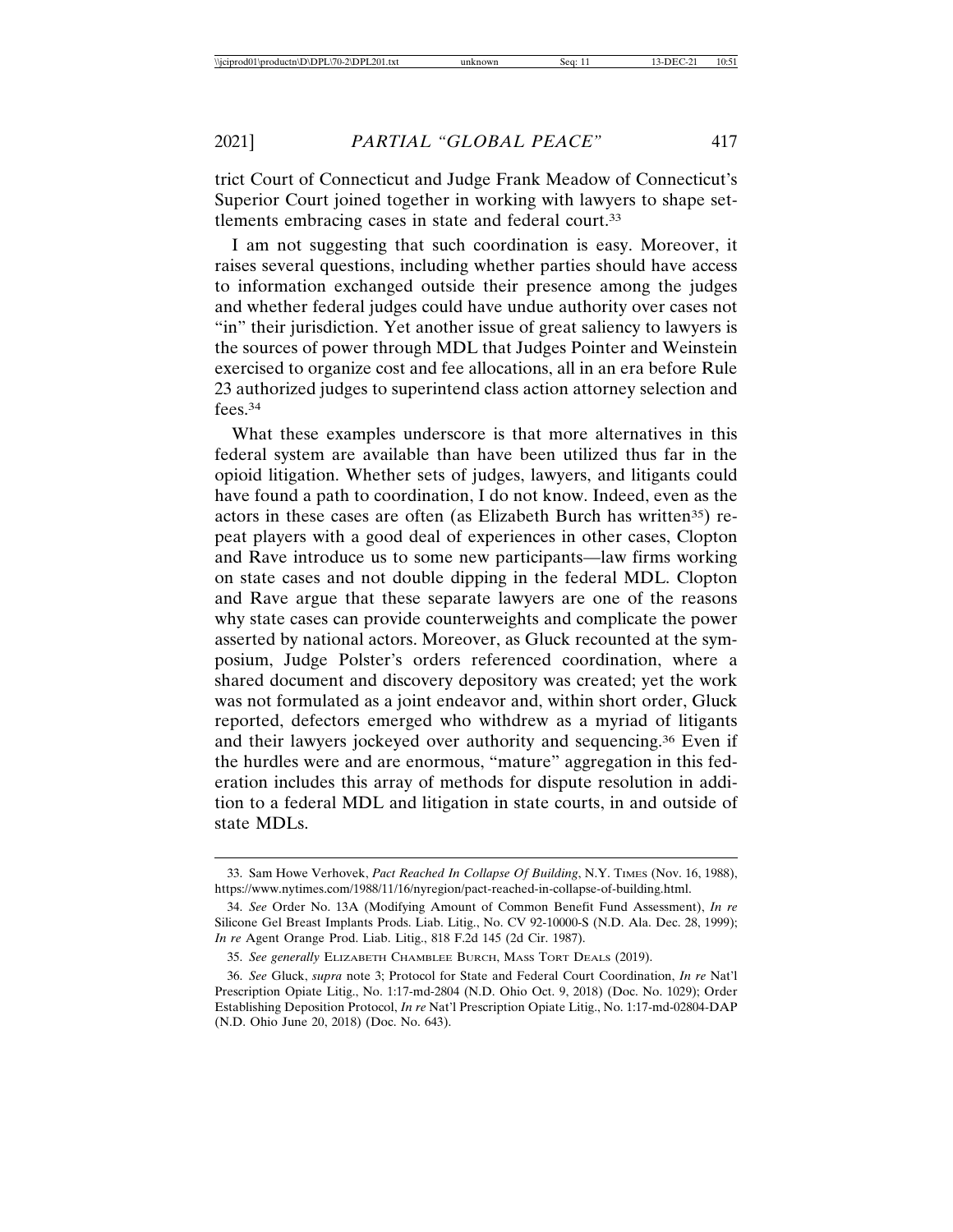trict Court of Connecticut and Judge Frank Meadow of Connecticut's Superior Court joined together in working with lawyers to shape settlements embracing cases in state and federal court.[33]

I am not suggesting that such coordination is easy. Moreover, it raises several questions, including whether parties should have access to information exchanged outside their presence among the judges and whether federal judges could have undue authority over cases not "in" their jurisdiction. Yet another issue of great saliency to lawyers is the sources of power through MDL that Judges Pointer and Weinstein exercised to organize cost and fee allocations, all in an era before Rule 23 authorized judges to superintend class action attorney selection and fees.[34]

What these examples underscore is that more alternatives in this federal system are available than have been utilized thus far in the opioid litigation. Whether sets of judges, lawyers, and litigants could have found a path to coordination, I do not know. Indeed, even as the actors in these cases are often (as Elizabeth Burch has written[35]) repeat players with a good deal of experiences in other cases, Clopton and Rave introduce us to some new participants—law firms working on state cases and not double dipping in the federal MDL. Clopton and Rave argue that these separate lawyers are one of the reasons why state cases can provide counterweights and complicate the power asserted by national actors. Moreover, as Gluck recounted at the symposium, Judge Polster's orders referenced coordination, where a shared document and discovery depository was created; yet the work was not formulated as a joint endeavor and, within short order, Gluck reported, defectors emerged who withdrew as a myriad of litigants and their lawyers jockeyed over authority and sequencing.[36] Even if the hurdles were and are enormous, "mature" aggregation in this federation includes this array of methods for dispute resolution in addition to a federal MDL and litigation in state courts, in and outside of state MDLs.

---

33. Sam Howe Verhovek, *Pact Reached In Collapse Of Building*, N.Y. TIMES (Nov. 16, 1988), https://www.nytimes.com/1988/11/16/nyregion/pact-reached-in-collapse-of-building.html.

34. *See* Order No. 13A (Modifying Amount of Common Benefit Fund Assessment), *In re* Silicone Gel Breast Implants Prods. Liab. Litig., No. CV 92-10000-S (N.D. Ala. Dec. 28, 1999); *In re* Agent Orange Prod. Liab. Litig., 818 F.2d 145 (2d Cir. 1987).

35. *See generally* ELIZABETH CHAMBLEE BURCH, MASS TORT DEALS (2019).

36. *See* Gluck, *supra* note 3; Protocol for State and Federal Court Coordination, *In re* Nat'l Prescription Opiate Litig., No. 1:17-md-2804 (N.D. Ohio Oct. 9, 2018) (Doc. No. 1029); Order Establishing Deposition Protocol, *In re* Nat'l Prescription Opiate Litig., No. 1:17-md-02804-DAP (N.D. Ohio June 20, 2018) (Doc. No. 643).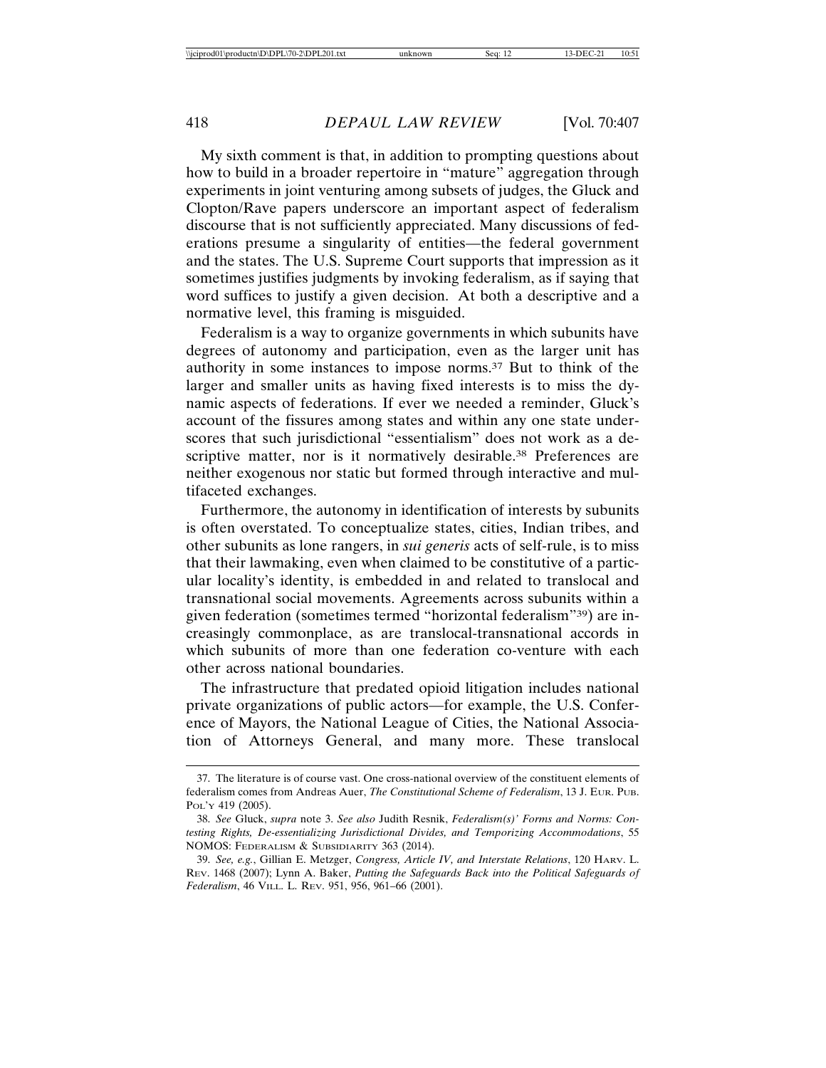My sixth comment is that, in addition to prompting questions about how to build in a broader repertoire in "mature" aggregation through experiments in joint venturing among subsets of judges, the Gluck and Clopton/Rave papers underscore an important aspect of federalism discourse that is not sufficiently appreciated. Many discussions of federations presume a singularity of entities—the federal government and the states. The U.S. Supreme Court supports that impression as it sometimes justifies judgments by invoking federalism, as if saying that word suffices to justify a given decision. At both a descriptive and a normative level, this framing is misguided.

Federalism is a way to organize governments in which subunits have degrees of autonomy and participation, even as the larger unit has authority in some instances to impose norms.[37] But to think of the larger and smaller units as having fixed interests is to miss the dynamic aspects of federations. If ever we needed a reminder, Gluck's account of the fissures among states and within any one state underscores that such jurisdictional "essentialism" does not work as a descriptive matter, nor is it normatively desirable.[38] Preferences are neither exogenous nor static but formed through interactive and multifaceted exchanges.

Furthermore, the autonomy in identification of interests by subunits is often overstated. To conceptualize states, cities, Indian tribes, and other subunits as lone rangers, in *sui generis* acts of self-rule, is to miss that their lawmaking, even when claimed to be constitutive of a particular locality's identity, is embedded in and related to translocal and transnational social movements. Agreements across subunits within a given federation (sometimes termed "horizontal federalism"[39]) are increasingly commonplace, as are translocal-transnational accords in which subunits of more than one federation co-venture with each other across national boundaries.

The infrastructure that predated opioid litigation includes national private organizations of public actors—for example, the U.S. Conference of Mayors, the National League of Cities, the National Association of Attorneys General, and many more. These translocal

---

37. The literature is of course vast. One cross-national overview of the constituent elements of federalism comes from Andreas Auer, *The Constitutional Scheme of Federalism*, 13 J. EUR. PUB. POL'Y 419 (2005).

38. *See* Gluck, *supra* note 3. *See also* Judith Resnik, *Federalism(s)' Forms and Norms: Contesting Rights, De-essentializing Jurisdictional Divides, and Temporizing Accommodations*, 55 NOMOS: FEDERALISM & SUBSIDIARITY 363 (2014).

39. *See, e.g.*, Gillian E. Metzger, *Congress, Article IV, and Interstate Relations*, 120 HARV. L. REV. 1468 (2007); Lynn A. Baker, *Putting the Safeguards Back into the Political Safeguards of Federalism*, 46 VILL. L. REV. 951, 956, 961–66 (2001).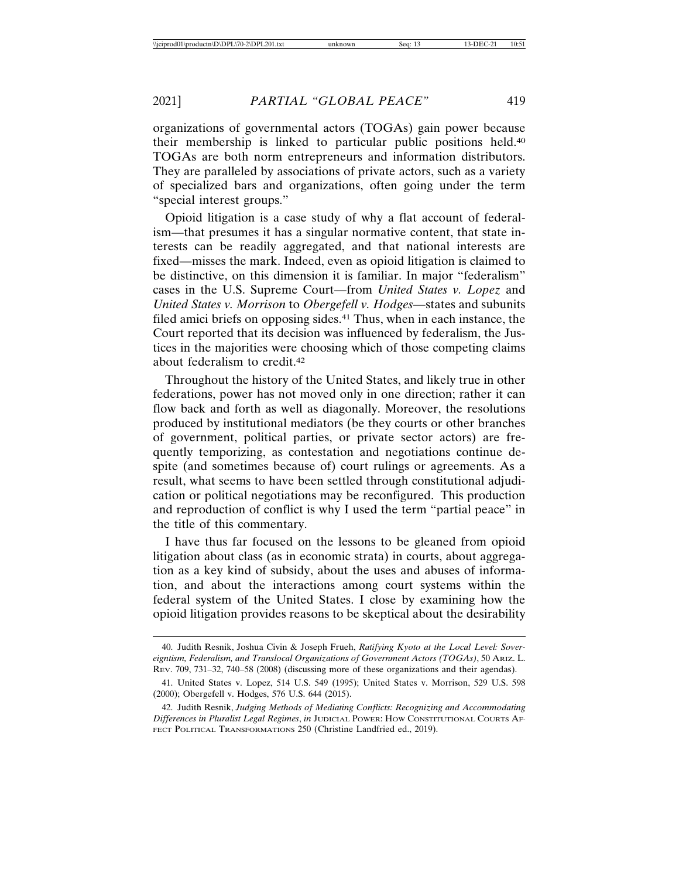organizations of governmental actors (TOGAs) gain power because their membership is linked to particular public positions held.[40] TOGAs are both norm entrepreneurs and information distributors. They are paralleled by associations of private actors, such as a variety of specialized bars and organizations, often going under the term "special interest groups."

Opioid litigation is a case study of why a flat account of federalism—that presumes it has a singular normative content, that state interests can be readily aggregated, and that national interests are fixed—misses the mark. Indeed, even as opioid litigation is claimed to be distinctive, on this dimension it is familiar. In major "federalism" cases in the U.S. Supreme Court—from *United States v. Lopez* and *United States v. Morrison* to *Obergefell v. Hodges*—states and subunits filed amici briefs on opposing sides.[41] Thus, when in each instance, the Court reported that its decision was influenced by federalism, the Justices in the majorities were choosing which of those competing claims about federalism to credit.[42]

Throughout the history of the United States, and likely true in other federations, power has not moved only in one direction; rather it can flow back and forth as well as diagonally. Moreover, the resolutions produced by institutional mediators (be they courts or other branches of government, political parties, or private sector actors) are frequently temporizing, as contestation and negotiations continue despite (and sometimes because of) court rulings or agreements. As a result, what seems to have been settled through constitutional adjudication or political negotiations may be reconfigured. This production and reproduction of conflict is why I used the term "partial peace" in the title of this commentary.

I have thus far focused on the lessons to be gleaned from opioid litigation about class (as in economic strata) in courts, about aggregation as a key kind of subsidy, about the uses and abuses of information, and about the interactions among court systems within the federal system of the United States. I close by examining how the opioid litigation provides reasons to be skeptical about the desirability

---

40. Judith Resnik, Joshua Civin & Joseph Frueh, *Ratifying Kyoto at the Local Level: Sovereigntism, Federalism, and Translocal Organizations of Government Actors (TOGAs)*, 50 ARIZ. L. REV. 709, 731–32, 740–58 (2008) (discussing more of these organizations and their agendas).

41. United States v. Lopez, 514 U.S. 549 (1995); United States v. Morrison, 529 U.S. 598 (2000); Obergefell v. Hodges, 576 U.S. 644 (2015).

42. Judith Resnik, *Judging Methods of Mediating Conflicts: Recognizing and Accommodating Differences in Pluralist Legal Regimes*, *in* JUDICIAL POWER: HOW CONSTITUTIONAL COURTS AFFECT POLITICAL TRANSFORMATIONS 250 (Christine Landfried ed., 2019).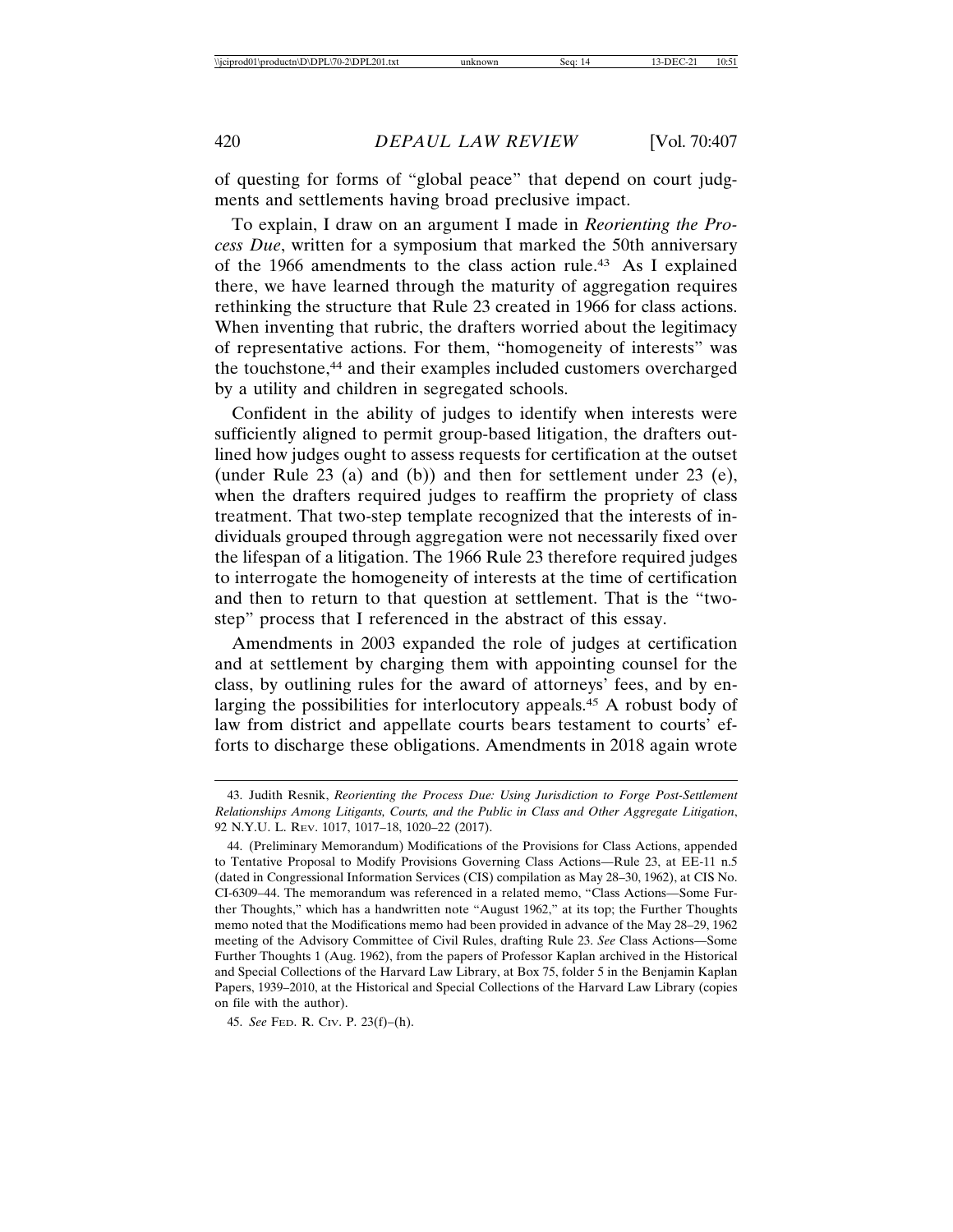of questing for forms of "global peace" that depend on court judgments and settlements having broad preclusive impact.

To explain, I draw on an argument I made in *Reorienting the Process Due*, written for a symposium that marked the 50th anniversary of the 1966 amendments to the class action rule.[43] As I explained there, we have learned through the maturity of aggregation requires rethinking the structure that Rule 23 created in 1966 for class actions. When inventing that rubric, the drafters worried about the legitimacy of representative actions. For them, "homogeneity of interests" was the touchstone,[44] and their examples included customers overcharged by a utility and children in segregated schools.

Confident in the ability of judges to identify when interests were sufficiently aligned to permit group-based litigation, the drafters outlined how judges ought to assess requests for certification at the outset (under Rule 23 (a) and (b)) and then for settlement under 23 (e), when the drafters required judges to reaffirm the propriety of class treatment. That two-step template recognized that the interests of individuals grouped through aggregation were not necessarily fixed over the lifespan of a litigation. The 1966 Rule 23 therefore required judges to interrogate the homogeneity of interests at the time of certification and then to return to that question at settlement. That is the "two-step" process that I referenced in the abstract of this essay.

Amendments in 2003 expanded the role of judges at certification and at settlement by charging them with appointing counsel for the class, by outlining rules for the award of attorneys' fees, and by enlarging the possibilities for interlocutory appeals.[45] A robust body of law from district and appellate courts bears testament to courts' efforts to discharge these obligations. Amendments in 2018 again wrote

---

43. Judith Resnik, *Reorienting the Process Due: Using Jurisdiction to Forge Post-Settlement Relationships Among Litigants, Courts, and the Public in Class and Other Aggregate Litigation*, 92 N.Y.U. L. Rev. 1017, 1017–18, 1020–22 (2017).

44. (Preliminary Memorandum) Modifications of the Provisions for Class Actions, appended to Tentative Proposal to Modify Provisions Governing Class Actions—Rule 23, at EE-11 n.5 (dated in Congressional Information Services (CIS) compilation as May 28–30, 1962), at CIS No. CI-6309–44. The memorandum was referenced in a related memo, "Class Actions—Some Further Thoughts," which has a handwritten note "August 1962," at its top; the Further Thoughts memo noted that the Modifications memo had been provided in advance of the May 28–29, 1962 meeting of the Advisory Committee of Civil Rules, drafting Rule 23. *See* Class Actions—Some Further Thoughts 1 (Aug. 1962), from the papers of Professor Kaplan archived in the Historical and Special Collections of the Harvard Law Library, at Box 75, folder 5 in the Benjamin Kaplan Papers, 1939–2010, at the Historical and Special Collections of the Harvard Law Library (copies on file with the author).

45. *See* Fed. R. Civ. P. 23(f)–(h).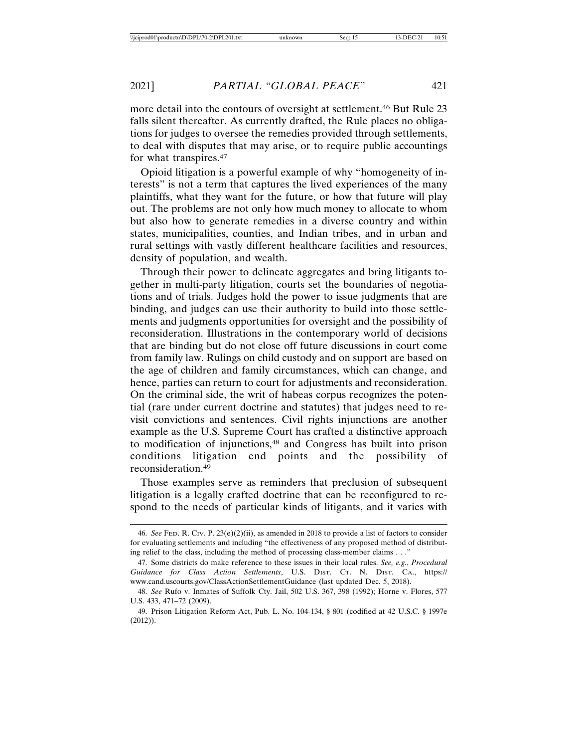more detail into the contours of oversight at settlement.[46] But Rule 23 falls silent thereafter. As currently drafted, the Rule places no obligations for judges to oversee the remedies provided through settlements, to deal with disputes that may arise, or to require public accountings for what transpires.[47]

Opioid litigation is a powerful example of why "homogeneity of interests" is not a term that captures the lived experiences of the many plaintiffs, what they want for the future, or how that future will play out. The problems are not only how much money to allocate to whom but also how to generate remedies in a diverse country and within states, municipalities, counties, and Indian tribes, and in urban and rural settings with vastly different healthcare facilities and resources, density of population, and wealth.

Through their power to delineate aggregates and bring litigants together in multi-party litigation, courts set the boundaries of negotiations and of trials. Judges hold the power to issue judgments that are binding, and judges can use their authority to build into those settlements and judgments opportunities for oversight and the possibility of reconsideration. Illustrations in the contemporary world of decisions that are binding but do not close off future discussions in court come from family law. Rulings on child custody and on support are based on the age of children and family circumstances, which can change, and hence, parties can return to court for adjustments and reconsideration. On the criminal side, the writ of habeas corpus recognizes the potential (rare under current doctrine and statutes) that judges need to revisit convictions and sentences. Civil rights injunctions are another example as the U.S. Supreme Court has crafted a distinctive approach to modification of injunctions,[48] and Congress has built into prison conditions litigation end points and the possibility of reconsideration.[49]

Those examples serve as reminders that preclusion of subsequent litigation is a legally crafted doctrine that can be reconfigured to respond to the needs of particular kinds of litigants, and it varies with

---

46. *See* FED. R. CIV. P. 23(e)(2)(ii), as amended in 2018 to provide a list of factors to consider for evaluating settlements and including "the effectiveness of any proposed method of distributing relief to the class, including the method of processing class-member claims . . ."

47. Some districts do make reference to these issues in their local rules. *See, e.g.*, *Procedural Guidance for Class Action Settlements*, U.S. DIST. CT. N. DIST. CA., https://www.cand.uscourts.gov/ClassActionSettlementGuidance (last updated Dec. 5, 2018).

48. *See* Rufo v. Inmates of Suffolk Cty. Jail, 502 U.S. 367, 398 (1992); Horne v. Flores, 577 U.S. 433, 471–72 (2009).

49. Prison Litigation Reform Act, Pub. L. No. 104-134, § 801 (codified at 42 U.S.C. § 1997e (2012)).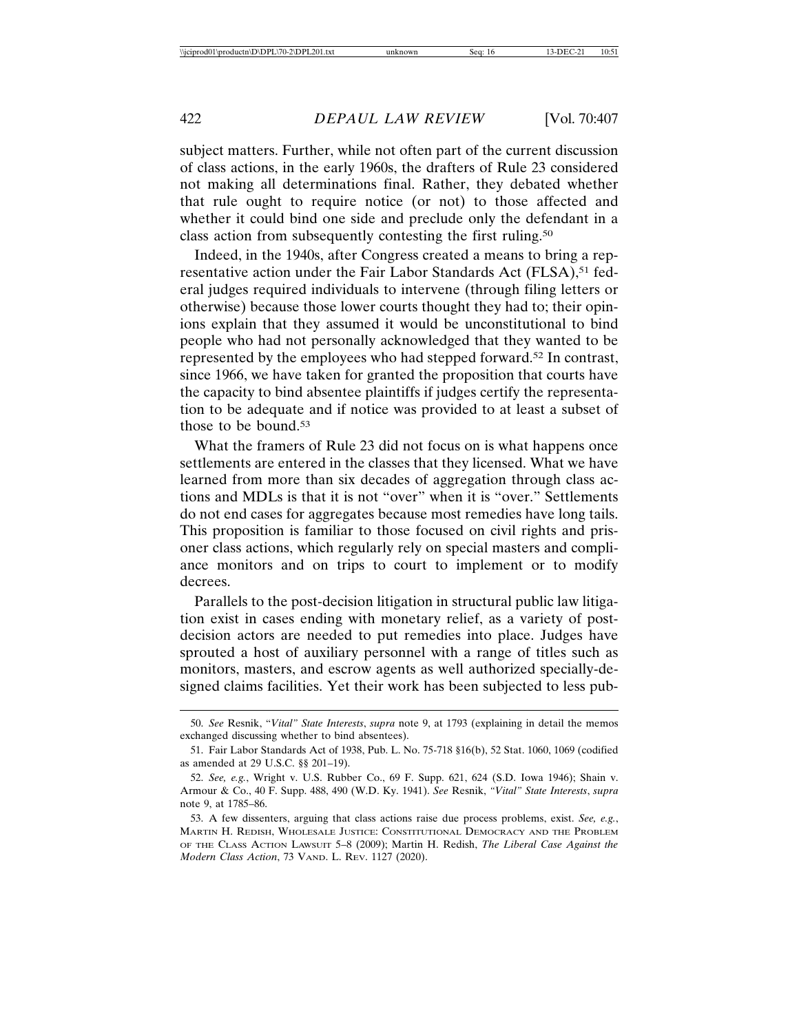subject matters. Further, while not often part of the current discussion of class actions, in the early 1960s, the drafters of Rule 23 considered not making all determinations final. Rather, they debated whether that rule ought to require notice (or not) to those affected and whether it could bind one side and preclude only the defendant in a class action from subsequently contesting the first ruling.[50]

Indeed, in the 1940s, after Congress created a means to bring a representative action under the Fair Labor Standards Act (FLSA),[51] federal judges required individuals to intervene (through filing letters or otherwise) because those lower courts thought they had to; their opinions explain that they assumed it would be unconstitutional to bind people who had not personally acknowledged that they wanted to be represented by the employees who had stepped forward.[52] In contrast, since 1966, we have taken for granted the proposition that courts have the capacity to bind absentee plaintiffs if judges certify the representation to be adequate and if notice was provided to at least a subset of those to be bound.[53]

What the framers of Rule 23 did not focus on is what happens once settlements are entered in the classes that they licensed. What we have learned from more than six decades of aggregation through class actions and MDLs is that it is not "over" when it is "over." Settlements do not end cases for aggregates because most remedies have long tails. This proposition is familiar to those focused on civil rights and prisoner class actions, which regularly rely on special masters and compliance monitors and on trips to court to implement or to modify decrees.

Parallels to the post-decision litigation in structural public law litigation exist in cases ending with monetary relief, as a variety of post-decision actors are needed to put remedies into place. Judges have sprouted a host of auxiliary personnel with a range of titles such as monitors, masters, and escrow agents as well authorized specially-designed claims facilities. Yet their work has been subjected to less pub-

---

50. *See* Resnik, *"Vital" State Interests*, *supra* note 9, at 1793 (explaining in detail the memos exchanged discussing whether to bind absentees).

51. Fair Labor Standards Act of 1938, Pub. L. No. 75-718 §16(b), 52 Stat. 1060, 1069 (codified as amended at 29 U.S.C. §§ 201–19).

52. *See, e.g.*, Wright v. U.S. Rubber Co., 69 F. Supp. 621, 624 (S.D. Iowa 1946); Shain v. Armour & Co., 40 F. Supp. 488, 490 (W.D. Ky. 1941). *See* Resnik, *"Vital" State Interests*, *supra* note 9, at 1785–86.

53. A few dissenters, arguing that class actions raise due process problems, exist. *See, e.g.*, MARTIN H. REDISH, WHOLESALE JUSTICE: CONSTITUTIONAL DEMOCRACY AND THE PROBLEM OF THE CLASS ACTION LAWSUIT 5–8 (2009); Martin H. Redish, *The Liberal Case Against the Modern Class Action*, 73 VAND. L. REV. 1127 (2020).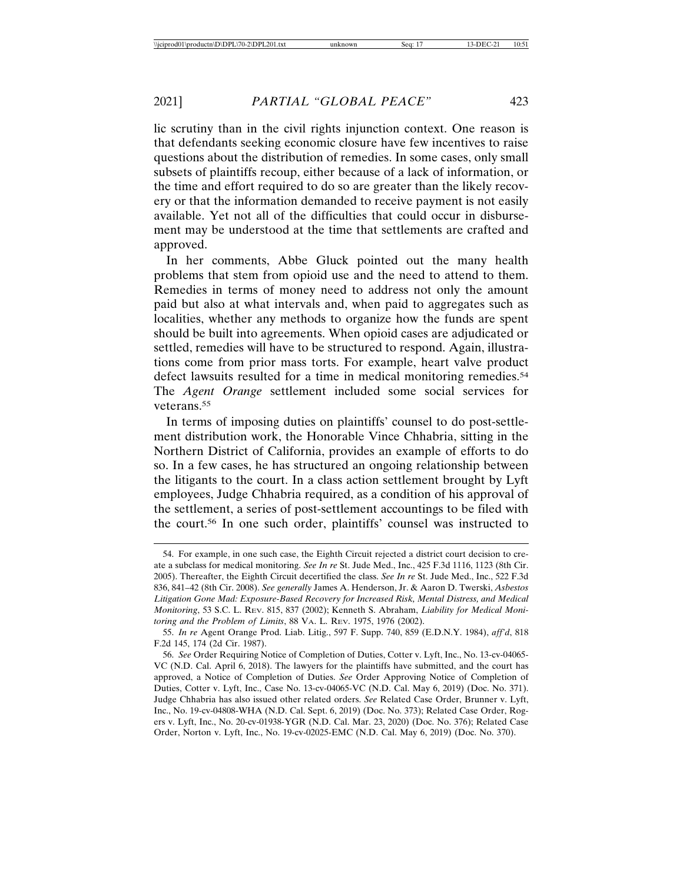lic scrutiny than in the civil rights injunction context. One reason is that defendants seeking economic closure have few incentives to raise questions about the distribution of remedies. In some cases, only small subsets of plaintiffs recoup, either because of a lack of information, or the time and effort required to do so are greater than the likely recovery or that the information demanded to receive payment is not easily available. Yet not all of the difficulties that could occur in disbursement may be understood at the time that settlements are crafted and approved.

In her comments, Abbe Gluck pointed out the many health problems that stem from opioid use and the need to attend to them. Remedies in terms of money need to address not only the amount paid but also at what intervals and, when paid to aggregates such as localities, whether any methods to organize how the funds are spent should be built into agreements. When opioid cases are adjudicated or settled, remedies will have to be structured to respond. Again, illustrations come from prior mass torts. For example, heart valve product defect lawsuits resulted for a time in medical monitoring remedies.[54] The *Agent Orange* settlement included some social services for veterans.[55]

In terms of imposing duties on plaintiffs' counsel to do post-settlement distribution work, the Honorable Vince Chhabria, sitting in the Northern District of California, provides an example of efforts to do so. In a few cases, he has structured an ongoing relationship between the litigants to the court. In a class action settlement brought by Lyft employees, Judge Chhabria required, as a condition of his approval of the settlement, a series of post-settlement accountings to be filed with the court.[56] In one such order, plaintiffs' counsel was instructed to

---

54. For example, in one such case, the Eighth Circuit rejected a district court decision to create a subclass for medical monitoring. *See In re* St. Jude Med., Inc., 425 F.3d 1116, 1123 (8th Cir. 2005). Thereafter, the Eighth Circuit decertified the class. *See In re* St. Jude Med., Inc., 522 F.3d 836, 841–42 (8th Cir. 2008). *See generally* James A. Henderson, Jr. & Aaron D. Twerski, *Asbestos Litigation Gone Mad: Exposure-Based Recovery for Increased Risk, Mental Distress, and Medical Monitoring*, 53 S.C. L. Rev. 815, 837 (2002); Kenneth S. Abraham, *Liability for Medical Monitoring and the Problem of Limits*, 88 Va. L. Rev. 1975, 1976 (2002).

55. *In re* Agent Orange Prod. Liab. Litig., 597 F. Supp. 740, 859 (E.D.N.Y. 1984), *aff'd*, 818 F.2d 145, 174 (2d Cir. 1987).

56. *See* Order Requiring Notice of Completion of Duties, Cotter v. Lyft, Inc., No. 13-cv-04065-VC (N.D. Cal. April 6, 2018). The lawyers for the plaintiffs have submitted, and the court has approved, a Notice of Completion of Duties. *See* Order Approving Notice of Completion of Duties, Cotter v. Lyft, Inc., Case No. 13-cv-04065-VC (N.D. Cal. May 6, 2019) (Doc. No. 371). Judge Chhabria has also issued other related orders. *See* Related Case Order, Brunner v. Lyft, Inc., No. 19-cv-04808-WHA (N.D. Cal. Sept. 6, 2019) (Doc. No. 373); Related Case Order, Rogers v. Lyft, Inc., No. 20-cv-01938-YGR (N.D. Cal. Mar. 23, 2020) (Doc. No. 376); Related Case Order, Norton v. Lyft, Inc., No. 19-cv-02025-EMC (N.D. Cal. May 6, 2019) (Doc. No. 370).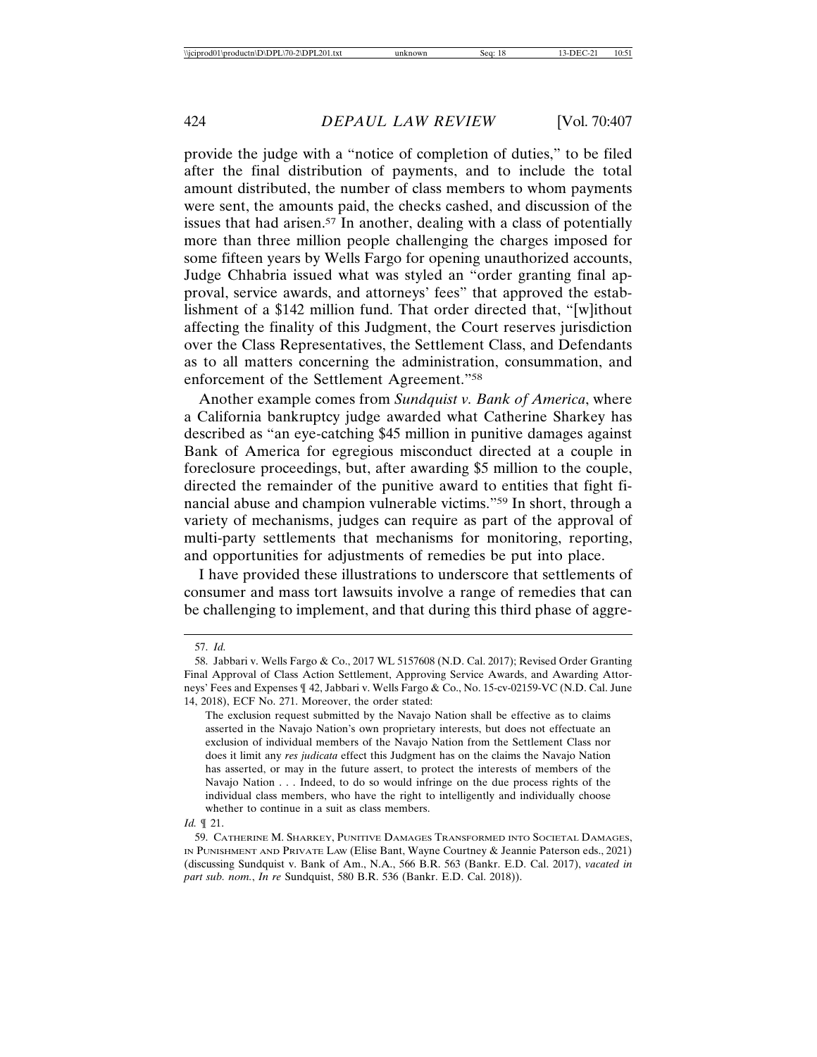provide the judge with a "notice of completion of duties," to be filed after the final distribution of payments, and to include the total amount distributed, the number of class members to whom payments were sent, the amounts paid, the checks cashed, and discussion of the issues that had arisen.[57] In another, dealing with a class of potentially more than three million people challenging the charges imposed for some fifteen years by Wells Fargo for opening unauthorized accounts, Judge Chhabria issued what was styled an "order granting final approval, service awards, and attorneys' fees" that approved the establishment of a $142 million fund. That order directed that, "[w]ithout affecting the finality of this Judgment, the Court reserves jurisdiction over the Class Representatives, the Settlement Class, and Defendants as to all matters concerning the administration, consummation, and enforcement of the Settlement Agreement."[58]

Another example comes from *Sundquist v. Bank of America*, where a California bankruptcy judge awarded what Catherine Sharkey has described as "an eye-catching $45 million in punitive damages against Bank of America for egregious misconduct directed at a couple in foreclosure proceedings, but, after awarding $5 million to the couple, directed the remainder of the punitive award to entities that fight financial abuse and champion vulnerable victims."[59] In short, through a variety of mechanisms, judges can require as part of the approval of multi-party settlements that mechanisms for monitoring, reporting, and opportunities for adjustments of remedies be put into place.

I have provided these illustrations to underscore that settlements of consumer and mass tort lawsuits involve a range of remedies that can be challenging to implement, and that during this third phase of aggre-

---

57. *Id.*

58. Jabbari v. Wells Fargo & Co., 2017 WL 5157608 (N.D. Cal. 2017); Revised Order Granting Final Approval of Class Action Settlement, Approving Service Awards, and Awarding Attorneys' Fees and Expenses ¶ 42, Jabbari v. Wells Fargo & Co., No. 15-cv-02159-VC (N.D. Cal. June 14, 2018), ECF No. 271. Moreover, the order stated:

> The exclusion request submitted by the Navajo Nation shall be effective as to claims asserted in the Navajo Nation's own proprietary interests, but does not effectuate an exclusion of individual members of the Navajo Nation from the Settlement Class nor does it limit any *res judicata* effect this Judgment has on the claims the Navajo Nation has asserted, or may in the future assert, to protect the interests of members of the Navajo Nation . . . Indeed, to do so would infringe on the due process rights of the individual class members, who have the right to intelligently and individually choose whether to continue in a suit as class members.

*Id.* ¶ 21.

59. Catherine M. Sharkey, Punitive Damages Transformed into Societal Damages, in Punishment and Private Law (Elise Bant, Wayne Courtney & Jeannie Paterson eds., 2021) (discussing Sundquist v. Bank of Am., N.A., 566 B.R. 563 (Bankr. E.D. Cal. 2017), *vacated in part sub. nom.*, *In re* Sundquist, 580 B.R. 536 (Bankr. E.D. Cal. 2018)).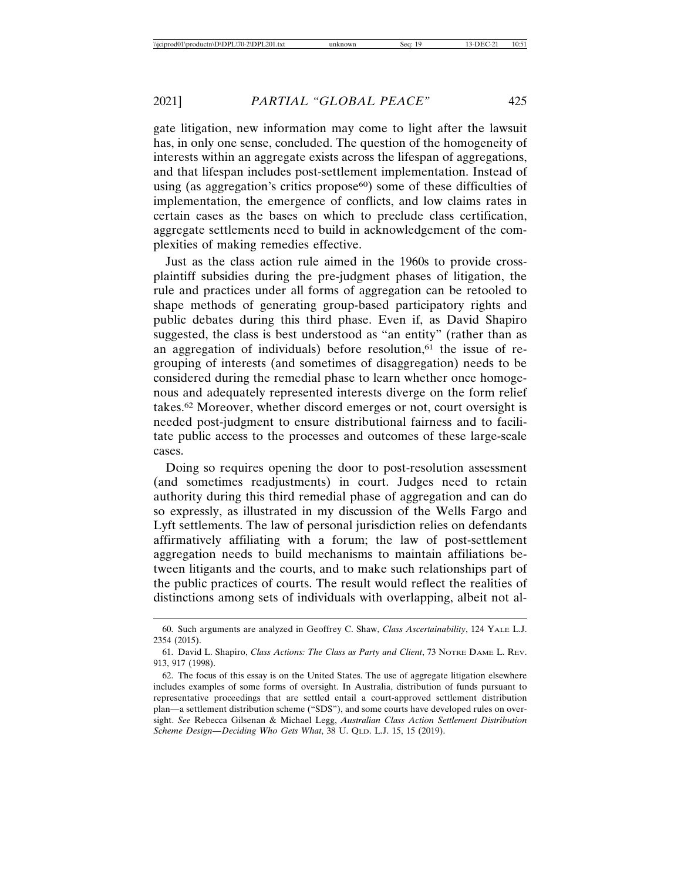gate litigation, new information may come to light after the lawsuit has, in only one sense, concluded. The question of the homogeneity of interests within an aggregate exists across the lifespan of aggregations, and that lifespan includes post-settlement implementation. Instead of using (as aggregation's critics propose[60]) some of these difficulties of implementation, the emergence of conflicts, and low claims rates in certain cases as the bases on which to preclude class certification, aggregate settlements need to build in acknowledgement of the complexities of making remedies effective.

Just as the class action rule aimed in the 1960s to provide cross-plaintiff subsidies during the pre-judgment phases of litigation, the rule and practices under all forms of aggregation can be retooled to shape methods of generating group-based participatory rights and public debates during this third phase. Even if, as David Shapiro suggested, the class is best understood as "an entity" (rather than as an aggregation of individuals) before resolution,[61] the issue of regrouping of interests (and sometimes of disaggregation) needs to be considered during the remedial phase to learn whether once homogenous and adequately represented interests diverge on the form relief takes.[62] Moreover, whether discord emerges or not, court oversight is needed post-judgment to ensure distributional fairness and to facilitate public access to the processes and outcomes of these large-scale cases.

Doing so requires opening the door to post-resolution assessment (and sometimes readjustments) in court. Judges need to retain authority during this third remedial phase of aggregation and can do so expressly, as illustrated in my discussion of the Wells Fargo and Lyft settlements. The law of personal jurisdiction relies on defendants affirmatively affiliating with a forum; the law of post-settlement aggregation needs to build mechanisms to maintain affiliations between litigants and the courts, and to make such relationships part of the public practices of courts. The result would reflect the realities of distinctions among sets of individuals with overlapping, albeit not al-

---

60. Such arguments are analyzed in Geoffrey C. Shaw, *Class Ascertainability*, 124 YALE L.J. 2354 (2015).

61. David L. Shapiro, *Class Actions: The Class as Party and Client*, 73 NOTRE DAME L. REV. 913, 917 (1998).

62. The focus of this essay is on the United States. The use of aggregate litigation elsewhere includes examples of some forms of oversight. In Australia, distribution of funds pursuant to representative proceedings that are settled entail a court-approved settlement distribution plan—a settlement distribution scheme ("SDS"), and some courts have developed rules on oversight. *See* Rebecca Gilsenan & Michael Legg, *Australian Class Action Settlement Distribution Scheme Design—Deciding Who Gets What*, 38 U. QLD. L.J. 15, 15 (2019).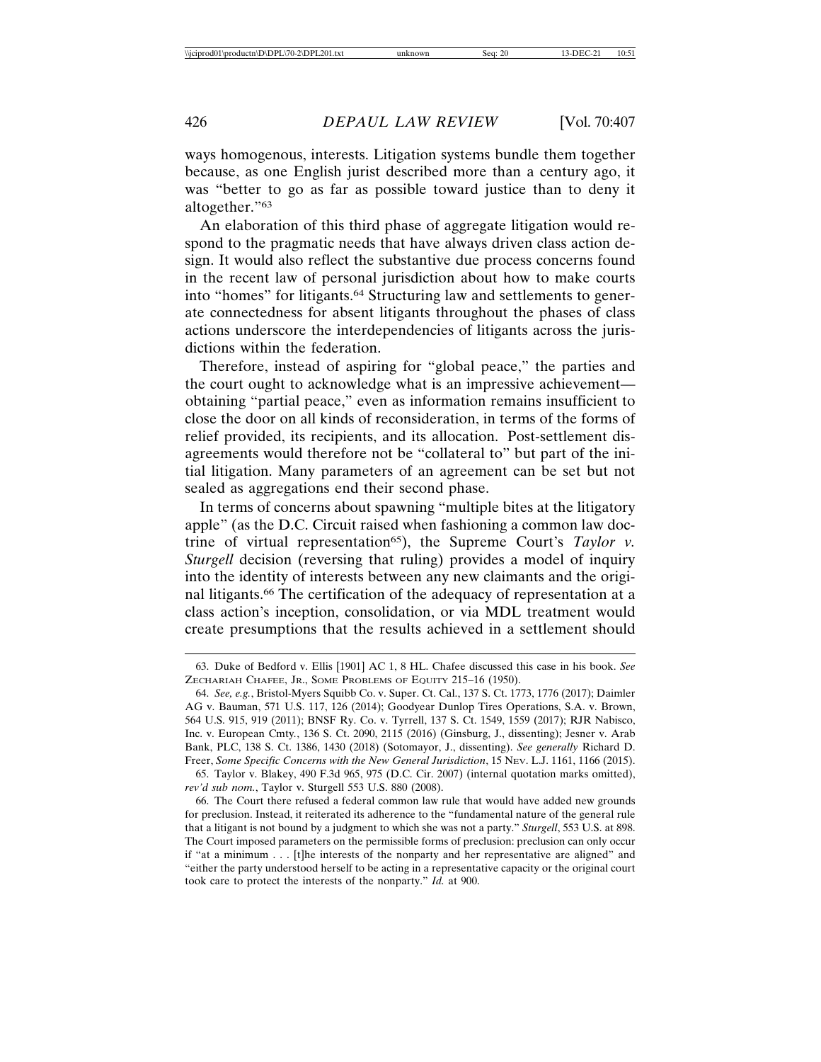ways homogenous, interests. Litigation systems bundle them together because, as one English jurist described more than a century ago, it was "better to go as far as possible toward justice than to deny it altogether."[63]

An elaboration of this third phase of aggregate litigation would respond to the pragmatic needs that have always driven class action design. It would also reflect the substantive due process concerns found in the recent law of personal jurisdiction about how to make courts into "homes" for litigants.[64] Structuring law and settlements to generate connectedness for absent litigants throughout the phases of class actions underscore the interdependencies of litigants across the jurisdictions within the federation.

Therefore, instead of aspiring for "global peace," the parties and the court ought to acknowledge what is an impressive achievement—obtaining "partial peace," even as information remains insufficient to close the door on all kinds of reconsideration, in terms of the forms of relief provided, its recipients, and its allocation. Post-settlement disagreements would therefore not be "collateral to" but part of the initial litigation. Many parameters of an agreement can be set but not sealed as aggregations end their second phase.

In terms of concerns about spawning "multiple bites at the litigatory apple" (as the D.C. Circuit raised when fashioning a common law doctrine of virtual representation[65]), the Supreme Court's *Taylor v. Sturgell* decision (reversing that ruling) provides a model of inquiry into the identity of interests between any new claimants and the original litigants.[66] The certification of the adequacy of representation at a class action's inception, consolidation, or via MDL treatment would create presumptions that the results achieved in a settlement should

---

63. Duke of Bedford v. Ellis [1901] AC 1, 8 HL. Chafee discussed this case in his book. *See* Zechariah Chafee, Jr., Some Problems of Equity 215–16 (1950).

64. *See, e.g.*, Bristol-Myers Squibb Co. v. Super. Ct. Cal., 137 S. Ct. 1773, 1776 (2017); Daimler AG v. Bauman, 571 U.S. 117, 126 (2014); Goodyear Dunlop Tires Operations, S.A. v. Brown, 564 U.S. 915, 919 (2011); BNSF Ry. Co. v. Tyrrell, 137 S. Ct. 1549, 1559 (2017); RJR Nabisco, Inc. v. European Cmty., 136 S. Ct. 2090, 2115 (2016) (Ginsburg, J., dissenting); Jesner v. Arab Bank, PLC, 138 S. Ct. 1386, 1430 (2018) (Sotomayor, J., dissenting). *See generally* Richard D. Freer, *Some Specific Concerns with the New General Jurisdiction*, 15 Nev. L.J. 1161, 1166 (2015).

65. Taylor v. Blakey, 490 F.3d 965, 975 (D.C. Cir. 2007) (internal quotation marks omitted), *rev'd sub nom.*, Taylor v. Sturgell 553 U.S. 880 (2008).

66. The Court there refused a federal common law rule that would have added new grounds for preclusion. Instead, it reiterated its adherence to the "fundamental nature of the general rule that a litigant is not bound by a judgment to which she was not a party." *Sturgell*, 553 U.S. at 898. The Court imposed parameters on the permissible forms of preclusion: preclusion can only occur if "at a minimum . . . [t]he interests of the nonparty and her representative are aligned" and "either the party understood herself to be acting in a representative capacity or the original court took care to protect the interests of the nonparty." *Id.* at 900.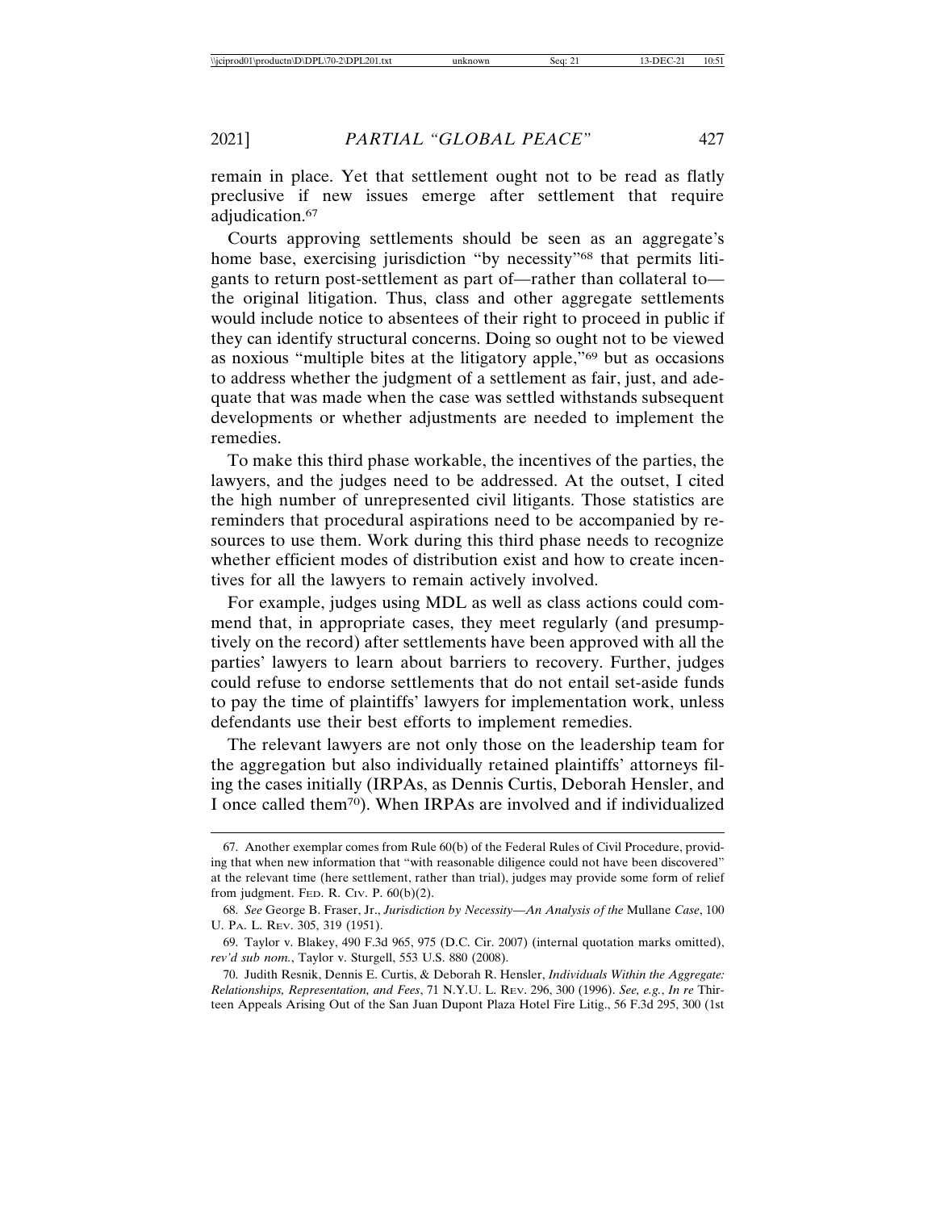remain in place. Yet that settlement ought not to be read as flatly preclusive if new issues emerge after settlement that require adjudication.[67]

Courts approving settlements should be seen as an aggregate's home base, exercising jurisdiction "by necessity"[68] that permits litigants to return post-settlement as part of—rather than collateral to—the original litigation. Thus, class and other aggregate settlements would include notice to absentees of their right to proceed in public if they can identify structural concerns. Doing so ought not to be viewed as noxious "multiple bites at the litigatory apple,"[69] but as occasions to address whether the judgment of a settlement as fair, just, and adequate that was made when the case was settled withstands subsequent developments or whether adjustments are needed to implement the remedies.

To make this third phase workable, the incentives of the parties, the lawyers, and the judges need to be addressed. At the outset, I cited the high number of unrepresented civil litigants. Those statistics are reminders that procedural aspirations need to be accompanied by resources to use them. Work during this third phase needs to recognize whether efficient modes of distribution exist and how to create incentives for all the lawyers to remain actively involved.

For example, judges using MDL as well as class actions could commend that, in appropriate cases, they meet regularly (and presumptively on the record) after settlements have been approved with all the parties' lawyers to learn about barriers to recovery. Further, judges could refuse to endorse settlements that do not entail set-aside funds to pay the time of plaintiffs' lawyers for implementation work, unless defendants use their best efforts to implement remedies.

The relevant lawyers are not only those on the leadership team for the aggregation but also individually retained plaintiffs' attorneys filing the cases initially (IRPAs, as Dennis Curtis, Deborah Hensler, and I once called them[70]). When IRPAs are involved and if individualized

---

67. Another exemplar comes from Rule 60(b) of the Federal Rules of Civil Procedure, providing that when new information that "with reasonable diligence could not have been discovered" at the relevant time (here settlement, rather than trial), judges may provide some form of relief from judgment. FED. R. CIV. P. 60(b)(2).

68. *See* George B. Fraser, Jr., *Jurisdiction by Necessity—An Analysis of the* Mullane *Case*, 100 U. PA. L. REV. 305, 319 (1951).

69. Taylor v. Blakey, 490 F.3d 965, 975 (D.C. Cir. 2007) (internal quotation marks omitted), *rev'd sub nom.*, Taylor v. Sturgell, 553 U.S. 880 (2008).

70. Judith Resnik, Dennis E. Curtis, & Deborah R. Hensler, *Individuals Within the Aggregate: Relationships, Representation, and Fees*, 71 N.Y.U. L. REV. 296, 300 (1996). *See, e.g.*, *In re* Thirteen Appeals Arising Out of the San Juan Dupont Plaza Hotel Fire Litig., 56 F.3d 295, 300 (1st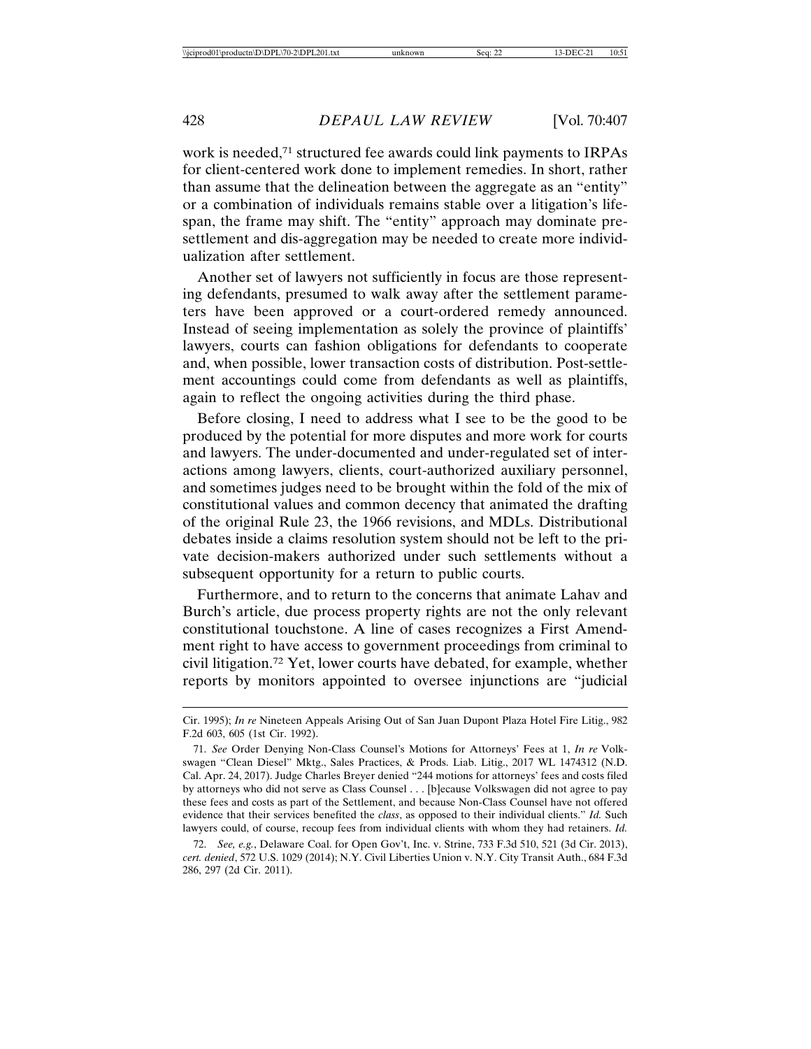work is needed,[71] structured fee awards could link payments to IRPAs for client-centered work done to implement remedies. In short, rather than assume that the delineation between the aggregate as an "entity" or a combination of individuals remains stable over a litigation's lifespan, the frame may shift. The "entity" approach may dominate pre-settlement and dis-aggregation may be needed to create more individualization after settlement.

Another set of lawyers not sufficiently in focus are those representing defendants, presumed to walk away after the settlement parameters have been approved or a court-ordered remedy announced. Instead of seeing implementation as solely the province of plaintiffs' lawyers, courts can fashion obligations for defendants to cooperate and, when possible, lower transaction costs of distribution. Post-settlement accountings could come from defendants as well as plaintiffs, again to reflect the ongoing activities during the third phase.

Before closing, I need to address what I see to be the good to be produced by the potential for more disputes and more work for courts and lawyers. The under-documented and under-regulated set of interactions among lawyers, clients, court-authorized auxiliary personnel, and sometimes judges need to be brought within the fold of the mix of constitutional values and common decency that animated the drafting of the original Rule 23, the 1966 revisions, and MDLs. Distributional debates inside a claims resolution system should not be left to the private decision-makers authorized under such settlements without a subsequent opportunity for a return to public courts.

Furthermore, and to return to the concerns that animate Lahav and Burch's article, due process property rights are not the only relevant constitutional touchstone. A line of cases recognizes a First Amendment right to have access to government proceedings from criminal to civil litigation.[72] Yet, lower courts have debated, for example, whether reports by monitors appointed to oversee injunctions are "judicial

---

Cir. 1995); *In re* Nineteen Appeals Arising Out of San Juan Dupont Plaza Hotel Fire Litig., 982 F.2d 603, 605 (1st Cir. 1992).

71. *See* Order Denying Non-Class Counsel's Motions for Attorneys' Fees at 1, *In re* Volkswagen "Clean Diesel" Mktg., Sales Practices, & Prods. Liab. Litig., 2017 WL 1474312 (N.D. Cal. Apr. 24, 2017). Judge Charles Breyer denied "244 motions for attorneys' fees and costs filed by attorneys who did not serve as Class Counsel . . . [b]ecause Volkswagen did not agree to pay these fees and costs as part of the Settlement, and because Non-Class Counsel have not offered evidence that their services benefited the *class*, as opposed to their individual clients." *Id.* Such lawyers could, of course, recoup fees from individual clients with whom they had retainers. *Id.*

72. *See, e.g.*, Delaware Coal. for Open Gov't, Inc. v. Strine, 733 F.3d 510, 521 (3d Cir. 2013), *cert. denied*, 572 U.S. 1029 (2014); N.Y. Civil Liberties Union v. N.Y. City Transit Auth., 684 F.3d 286, 297 (2d Cir. 2011).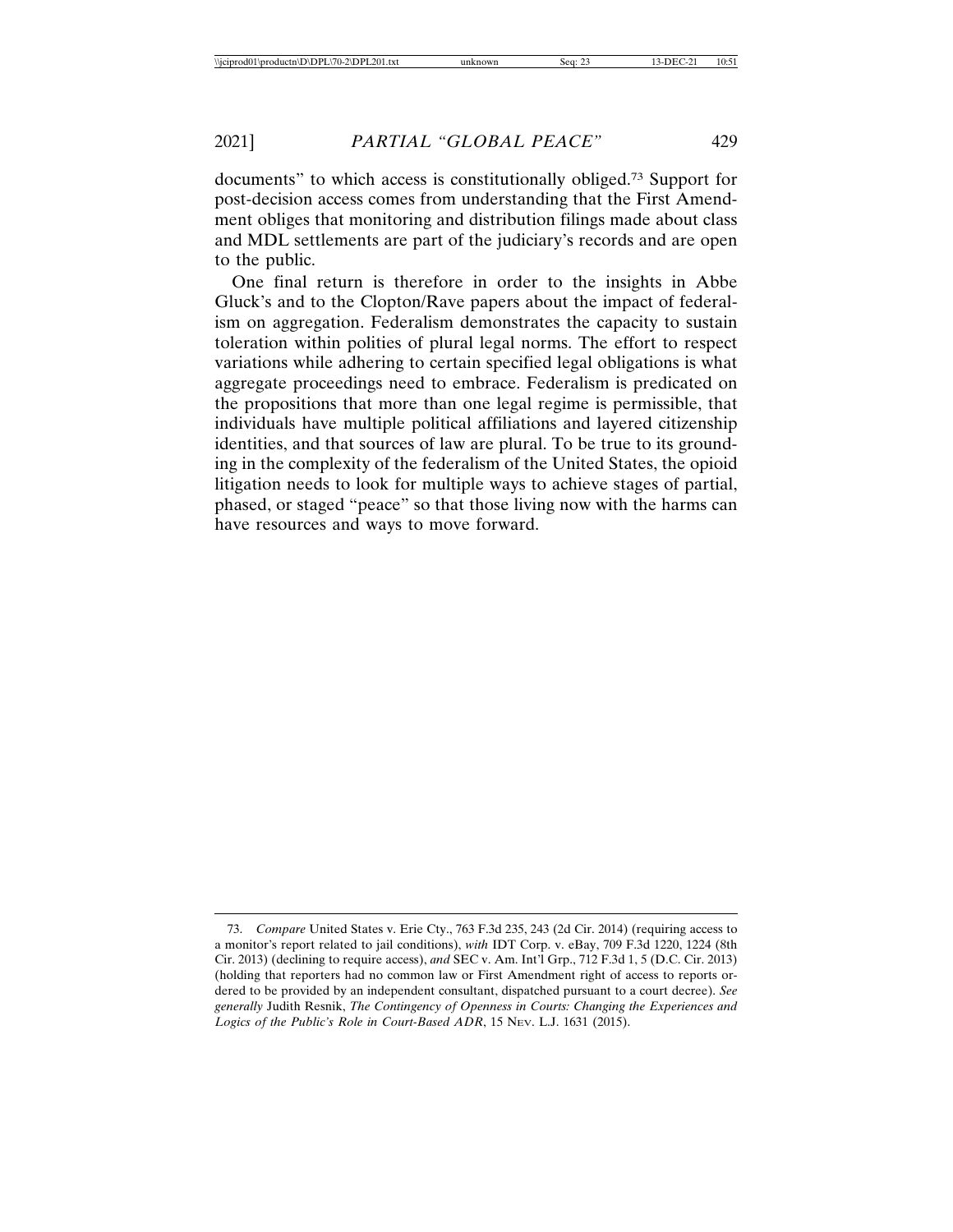documents" to which access is constitutionally obliged.[73] Support for post-decision access comes from understanding that the First Amendment obliges that monitoring and distribution filings made about class and MDL settlements are part of the judiciary's records and are open to the public.

One final return is therefore in order to the insights in Abbe Gluck's and to the Clopton/Rave papers about the impact of federalism on aggregation. Federalism demonstrates the capacity to sustain toleration within polities of plural legal norms. The effort to respect variations while adhering to certain specified legal obligations is what aggregate proceedings need to embrace. Federalism is predicated on the propositions that more than one legal regime is permissible, that individuals have multiple political affiliations and layered citizenship identities, and that sources of law are plural. To be true to its grounding in the complexity of the federalism of the United States, the opioid litigation needs to look for multiple ways to achieve stages of partial, phased, or staged "peace" so that those living now with the harms can have resources and ways to move forward.

---

73. *Compare* United States v. Erie Cty., 763 F.3d 235, 243 (2d Cir. 2014) (requiring access to a monitor's report related to jail conditions), *with* IDT Corp. v. eBay, 709 F.3d 1220, 1224 (8th Cir. 2013) (declining to require access), *and* SEC v. Am. Int'l Grp., 712 F.3d 1, 5 (D.C. Cir. 2013) (holding that reporters had no common law or First Amendment right of access to reports ordered to be provided by an independent consultant, dispatched pursuant to a court decree). *See generally* Judith Resnik, *The Contingency of Openness in Courts: Changing the Experiences and Logics of the Public's Role in Court-Based ADR*, 15 NEV. L.J. 1631 (2015).